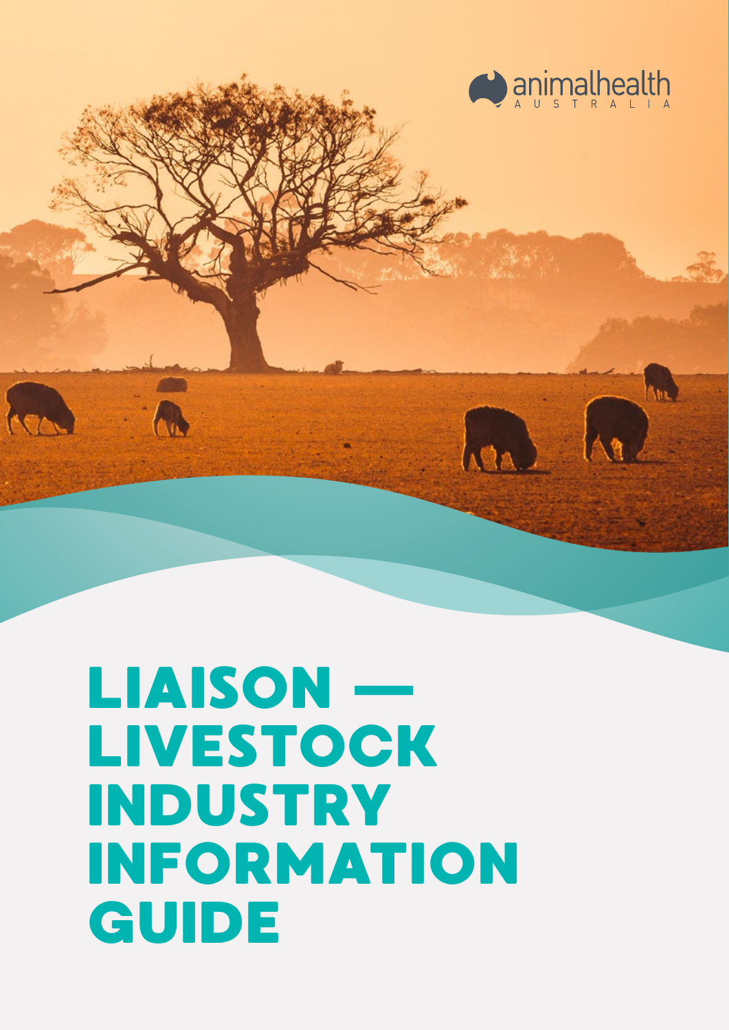animalhealth AUSTRALIA

# LIAISON — LIVESTOCK INDUSTRY INFORMATION GUIDE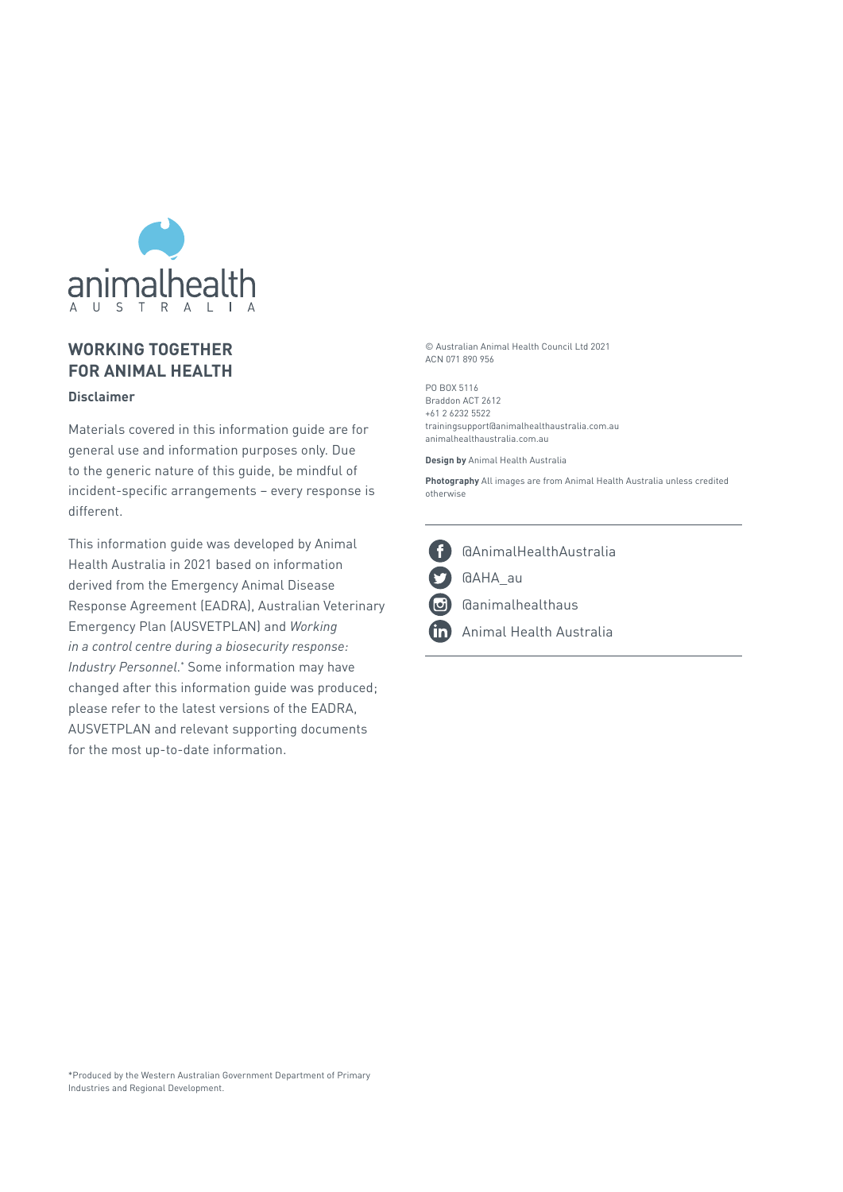animalhealth
AUSTRALIA

## WORKING TOGETHER FOR ANIMAL HEALTH

### Disclaimer

Materials covered in this information guide are for general use and information purposes only. Due to the generic nature of this guide, be mindful of incident-specific arrangements – every response is different.

This information guide was developed by Animal Health Australia in 2021 based on information derived from the Emergency Animal Disease Response Agreement (EADRA), Australian Veterinary Emergency Plan (AUSVETPLAN) and *Working in a control centre during a biosecurity response: Industry Personnel*.* Some information may have changed after this information guide was produced; please refer to the latest versions of the EADRA, AUSVETPLAN and relevant supporting documents for the most up-to-date information.

© Australian Animal Health Council Ltd 2021
ACN 071 890 956

PO BOX 5116
Braddon ACT 2612
+61 2 6232 5522
trainingsupport@animalhealthaustralia.com.au
animalhealthaustralia.com.au

**Design by** Animal Health Australia

**Photography** All images are from Animal Health Australia unless credited otherwise

@AnimalHealthAustralia
@AHA_au
@animalhealthaus
Animal Health Australia

*Produced by the Western Australian Government Department of Primary Industries and Regional Development.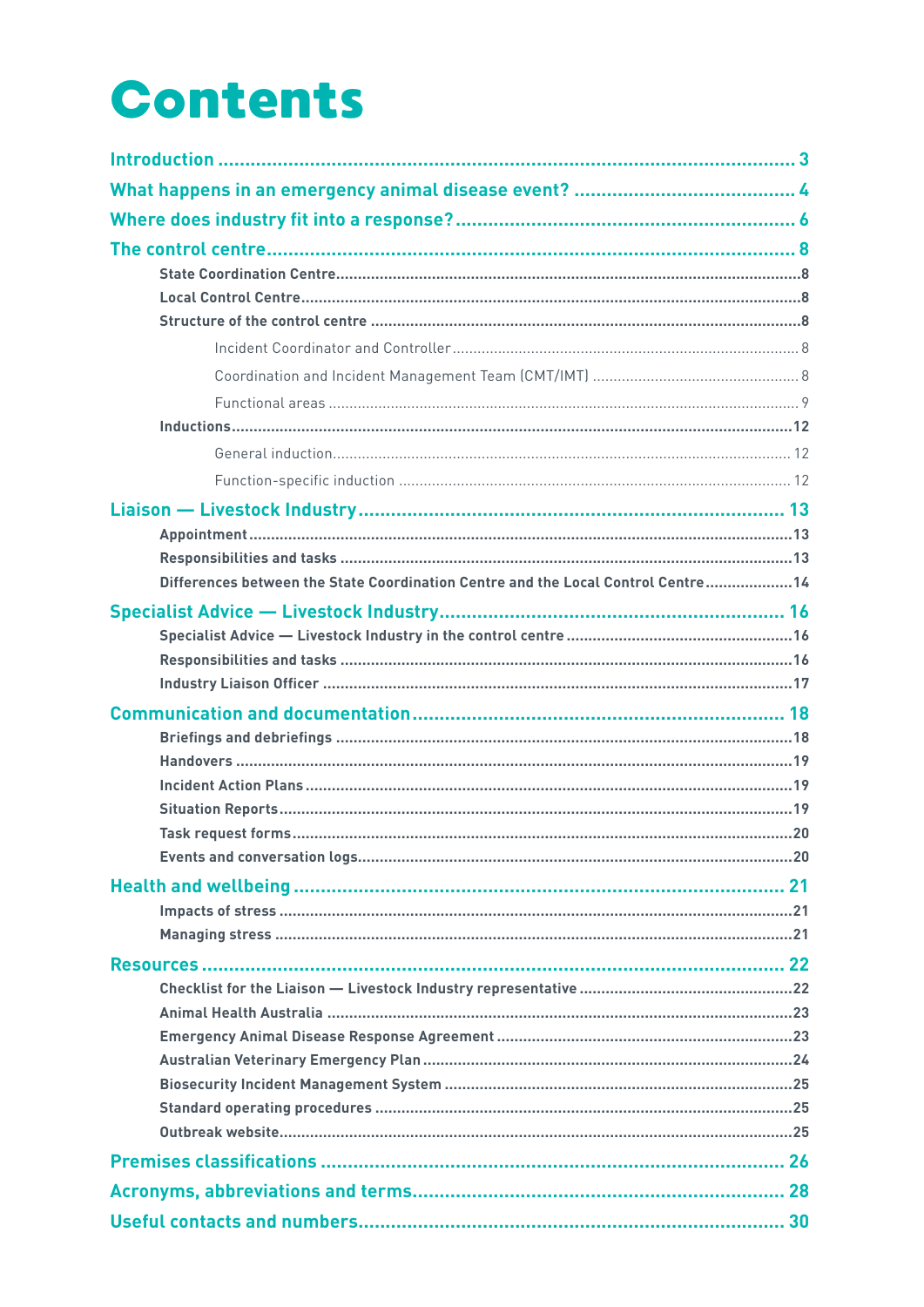# Contents

- **Introduction** ... 3
- **What happens in an emergency animal disease event?** ... 4
- **Where does industry fit into a response?** ... 6
- **The control centre** ... 8
  - State Coordination Centre ... 8
  - Local Control Centre ... 8
  - Structure of the control centre ... 8
    - Incident Coordinator and Controller ... 8
    - Coordination and Incident Management Team (CMT/IMT) ... 8
    - Functional areas ... 9
  - Inductions ... 12
    - General induction ... 12
    - Function-specific induction ... 12
- **Liaison — Livestock Industry** ... 13
  - Appointment ... 13
  - Responsibilities and tasks ... 13
  - Differences between the State Coordination Centre and the Local Control Centre ... 14
- **Specialist Advice — Livestock Industry** ... 16
  - Specialist Advice — Livestock Industry in the control centre ... 16
  - Responsibilities and tasks ... 16
  - Industry Liaison Officer ... 17
- **Communication and documentation** ... 18
  - Briefings and debriefings ... 18
  - Handovers ... 19
  - Incident Action Plans ... 19
  - Situation Reports ... 19
  - Task request forms ... 20
  - Events and conversation logs ... 20
- **Health and wellbeing** ... 21
  - Impacts of stress ... 21
  - Managing stress ... 21
- **Resources** ... 22
  - Checklist for the Liaison — Livestock Industry representative ... 22
  - Animal Health Australia ... 23
  - Emergency Animal Disease Response Agreement ... 23
  - Australian Veterinary Emergency Plan ... 24
  - Biosecurity Incident Management System ... 25
  - Standard operating procedures ... 25
  - Outbreak website ... 25
- **Premises classifications** ... 26
- **Acronyms, abbreviations and terms** ... 28
- **Useful contacts and numbers** ... 30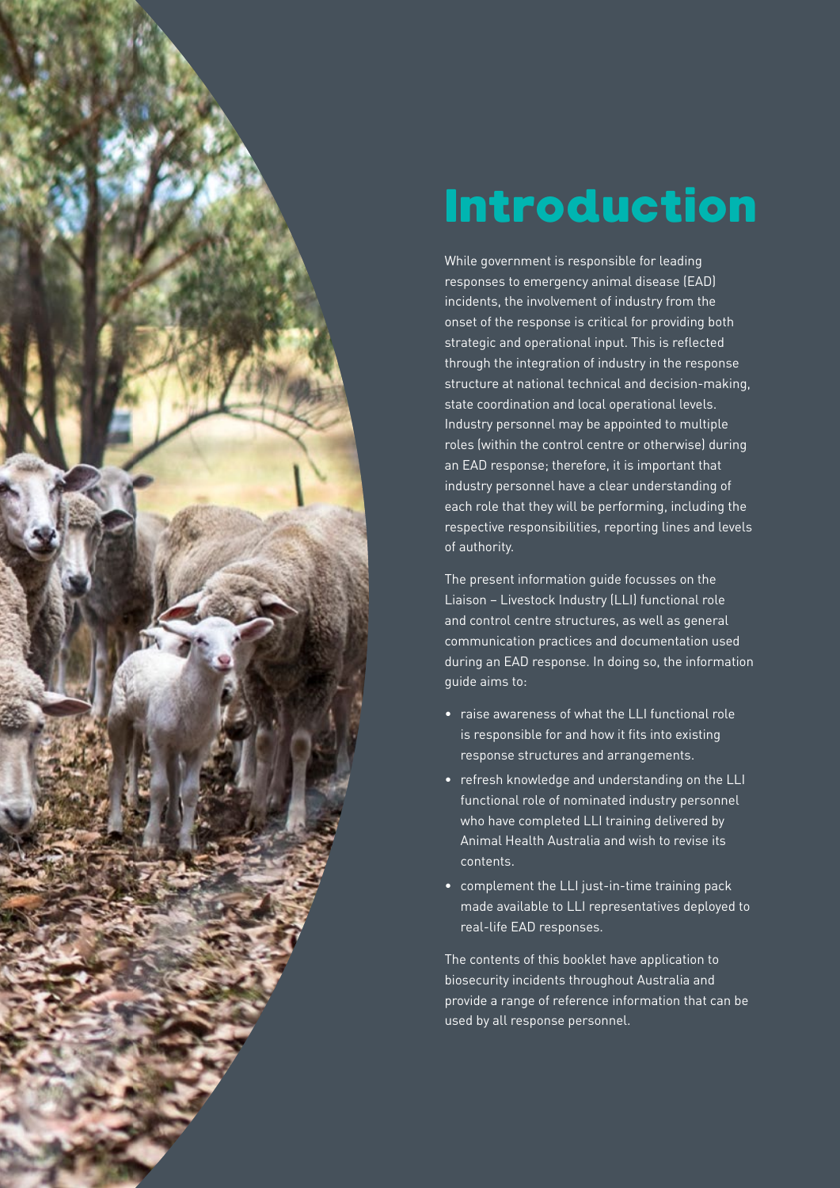# Introduction

While government is responsible for leading responses to emergency animal disease (EAD) incidents, the involvement of industry from the onset of the response is critical for providing both strategic and operational input. This is reflected through the integration of industry in the response structure at national technical and decision-making, state coordination and local operational levels. Industry personnel may be appointed to multiple roles (within the control centre or otherwise) during an EAD response; therefore, it is important that industry personnel have a clear understanding of each role that they will be performing, including the respective responsibilities, reporting lines and levels of authority.

The present information guide focusses on the Liaison – Livestock Industry (LLI) functional role and control centre structures, as well as general communication practices and documentation used during an EAD response. In doing so, the information guide aims to:

- raise awareness of what the LLI functional role is responsible for and how it fits into existing response structures and arrangements.
- refresh knowledge and understanding on the LLI functional role of nominated industry personnel who have completed LLI training delivered by Animal Health Australia and wish to revise its contents.
- complement the LLI just-in-time training pack made available to LLI representatives deployed to real-life EAD responses.

The contents of this booklet have application to biosecurity incidents throughout Australia and provide a range of reference information that can be used by all response personnel.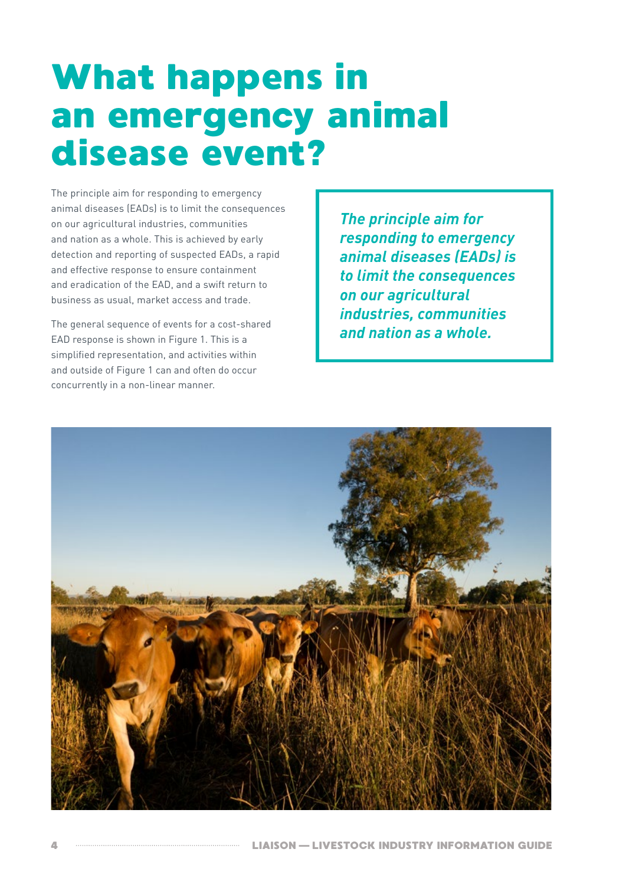# What happens in an emergency animal disease event?

The principle aim for responding to emergency animal diseases (EADs) is to limit the consequences on our agricultural industries, communities and nation as a whole. This is achieved by early detection and reporting of suspected EADs, a rapid and effective response to ensure containment and eradication of the EAD, and a swift return to business as usual, market access and trade.

The general sequence of events for a cost-shared EAD response is shown in Figure 1. This is a simplified representation, and activities within and outside of Figure 1 can and often do occur concurrently in a non-linear manner.

> ***The principle aim for responding to emergency animal diseases (EADs) is to limit the consequences on our agricultural industries, communities and nation as a whole.***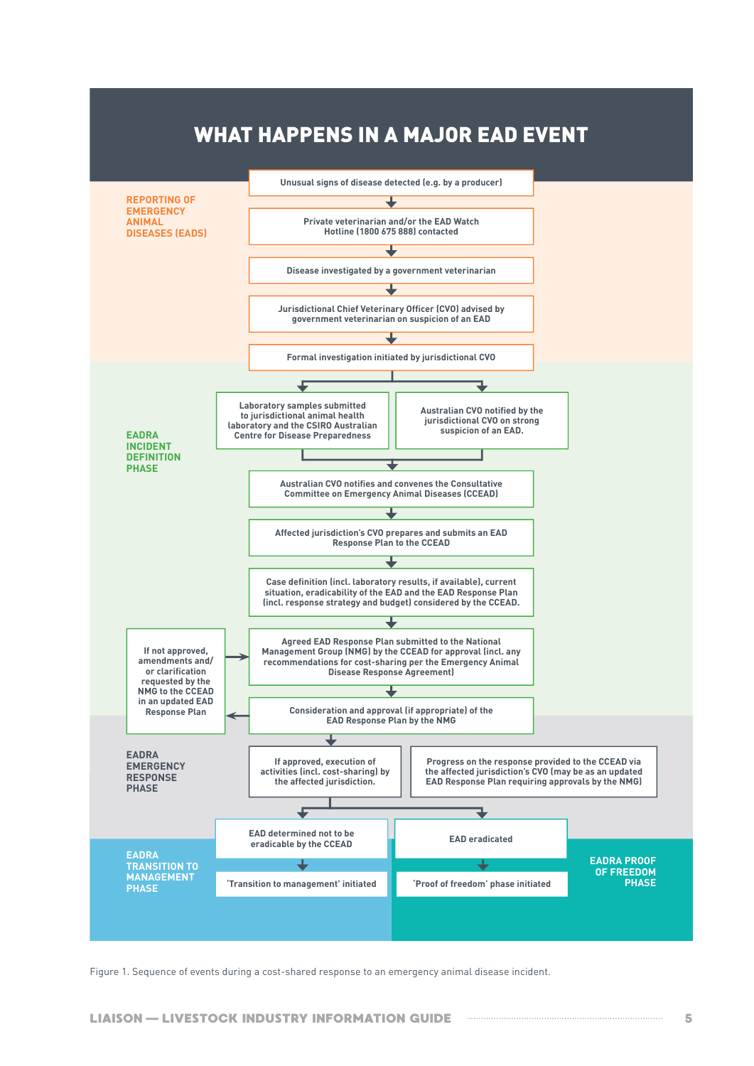# WHAT HAPPENS IN A MAJOR EAD EVENT

## REPORTING OF EMERGENCY ANIMAL DISEASES (EADS)

1. Unusual signs of disease detected (e.g. by a producer)
2. Private veterinarian and/or the EAD Watch Hotline (1800 675 888) contacted
3. Disease investigated by a government veterinarian
4. Jurisdictional Chief Veterinary Officer (CVO) advised by government veterinarian on suspicion of an EAD
5. Formal investigation initiated by jurisdictional CVO

## EADRA INCIDENT DEFINITION PHASE

- Laboratory samples submitted to jurisdictional animal health laboratory and the CSIRO Australian Centre for Disease Preparedness
- Australian CVO notified by the jurisdictional CVO on strong suspicion of an EAD.

6. Australian CVO notifies and convenes the Consultative Committee on Emergency Animal Diseases (CCEAD)
7. Affected jurisdiction's CVO prepares and submits an EAD Response Plan to the CCEAD
8. Case definition (incl. laboratory results, if available), current situation, eradicability of the EAD and the EAD Response Plan (incl. response strategy and budget) considered by the CCEAD.
9. Agreed EAD Response Plan submitted to the National Management Group (NMG) by the CCEAD for approval (incl. any recommendations for cost-sharing per the Emergency Animal Disease Response Agreement)
10. Consideration and approval (if appropriate) of the EAD Response Plan by the NMG

If not approved, amendments and/or clarification requested by the NMG to the CCEAD in an updated EAD Response Plan

## EADRA EMERGENCY RESPONSE PHASE

- If approved, execution of activities (incl. cost-sharing) by the affected jurisdiction.
- Progress on the response provided to the CCEAD via the affected jurisdiction's CVO (may be as an updated EAD Response Plan requiring approvals by the NMG)

## EADRA TRANSITION TO MANAGEMENT PHASE

- EAD determined not to be eradicable by the CCEAD
- 'Transition to management' initiated

## EADRA PROOF OF FREEDOM PHASE

- EAD eradicated
- 'Proof of freedom' phase initiated

Figure 1. Sequence of events during a cost-shared response to an emergency animal disease incident.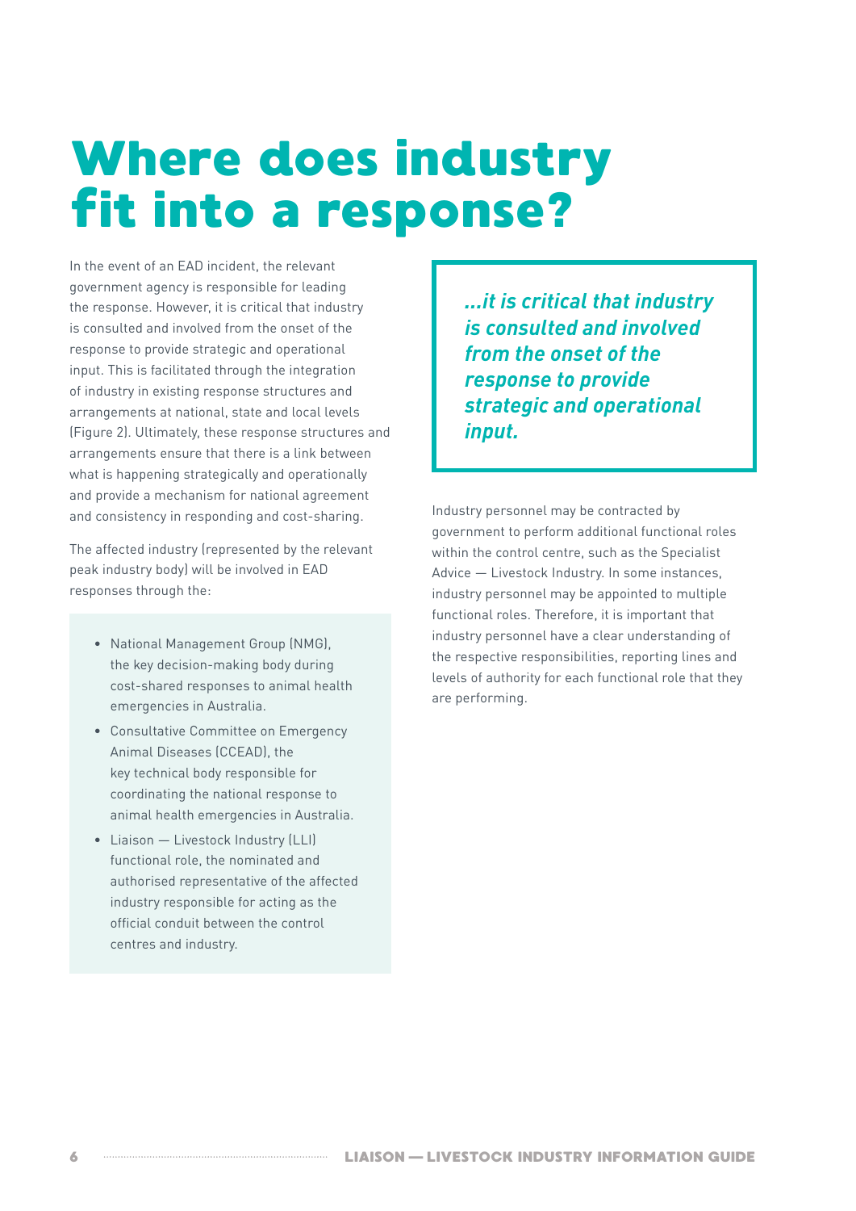# Where does industry fit into a response?

In the event of an EAD incident, the relevant government agency is responsible for leading the response. However, it is critical that industry is consulted and involved from the onset of the response to provide strategic and operational input. This is facilitated through the integration of industry in existing response structures and arrangements at national, state and local levels (Figure 2). Ultimately, these response structures and arrangements ensure that there is a link between what is happening strategically and operationally and provide a mechanism for national agreement and consistency in responding and cost-sharing.

The affected industry (represented by the relevant peak industry body) will be involved in EAD responses through the:

- National Management Group (NMG), the key decision-making body during cost-shared responses to animal health emergencies in Australia.
- Consultative Committee on Emergency Animal Diseases (CCEAD), the key technical body responsible for coordinating the national response to animal health emergencies in Australia.
- Liaison — Livestock Industry (LLI) functional role, the nominated and authorised representative of the affected industry responsible for acting as the official conduit between the control centres and industry.

> ***...it is critical that industry is consulted and involved from the onset of the response to provide strategic and operational input.***

Industry personnel may be contracted by government to perform additional functional roles within the control centre, such as the Specialist Advice — Livestock Industry. In some instances, industry personnel may be appointed to multiple functional roles. Therefore, it is important that industry personnel have a clear understanding of the respective responsibilities, reporting lines and levels of authority for each functional role that they are performing.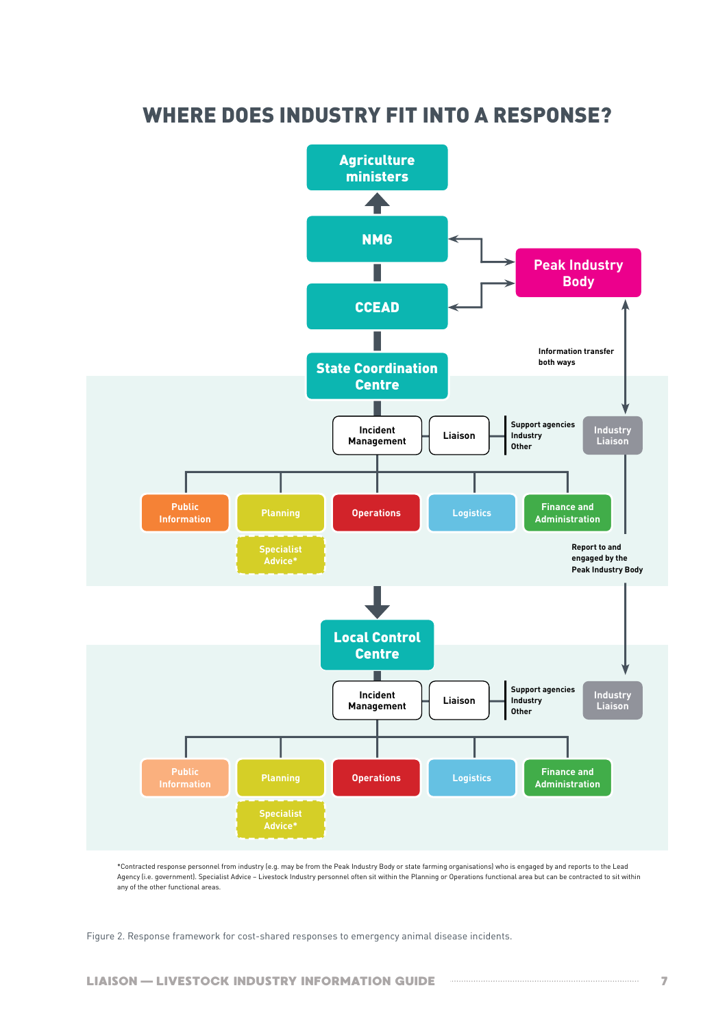# WHERE DOES INDUSTRY FIT INTO A RESPONSE?

Agriculture ministers

NMG

CCEAD

Peak Industry Body

Information transfer both ways

State Coordination Centre

Incident Management

Liaison

Support agencies
Industry
Other

Industry Liaison

Public Information

Planning

Operations

Logistics

Finance and Administration

Specialist Advice*

Report to and engaged by the Peak Industry Body

Local Control Centre

Incident Management

Liaison

Support agencies
Industry
Other

Industry Liaison

Public Information

Planning

Operations

Logistics

Finance and Administration

Specialist Advice*

*Contracted response personnel from industry (e.g. may be from the Peak Industry Body or state farming organisations) who is engaged by and reports to the Lead Agency (i.e. government). Specialist Advice – Livestock Industry personnel often sit within the Planning or Operations functional area but can be contracted to sit within any of the other functional areas.

Figure 2. Response framework for cost-shared responses to emergency animal disease incidents.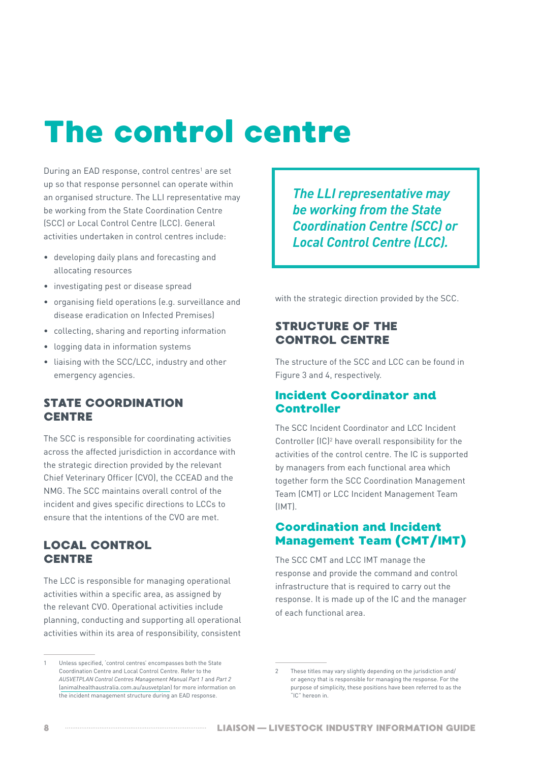# The control centre

During an EAD response, control centres[1] are set up so that response personnel can operate within an organised structure. The LLI representative may be working from the State Coordination Centre (SCC) or Local Control Centre (LCC). General activities undertaken in control centres include:

- developing daily plans and forecasting and allocating resources
- investigating pest or disease spread
- organising field operations (e.g. surveillance and disease eradication on Infected Premises)
- collecting, sharing and reporting information
- logging data in information systems
- liaising with the SCC/LCC, industry and other emergency agencies.

> *The LLI representative may be working from the State Coordination Centre (SCC) or Local Control Centre (LCC).*

## STATE COORDINATION CENTRE

The SCC is responsible for coordinating activities across the affected jurisdiction in accordance with the strategic direction provided by the relevant Chief Veterinary Officer (CVO), the CCEAD and the NMG. The SCC maintains overall control of the incident and gives specific directions to LCCs to ensure that the intentions of the CVO are met.

## LOCAL CONTROL CENTRE

The LCC is responsible for managing operational activities within a specific area, as assigned by the relevant CVO. Operational activities include planning, conducting and supporting all operational activities within its area of responsibility, consistent with the strategic direction provided by the SCC.

## STRUCTURE OF THE CONTROL CENTRE

The structure of the SCC and LCC can be found in Figure 3 and 4, respectively.

### Incident Coordinator and Controller

The SCC Incident Coordinator and LCC Incident Controller (IC)[2] have overall responsibility for the activities of the control centre. The IC is supported by managers from each functional area which together form the SCC Coordination Management Team (CMT) or LCC Incident Management Team (IMT).

### Coordination and Incident Management Team (CMT/IMT)

The SCC CMT and LCC IMT manage the response and provide the command and control infrastructure that is required to carry out the response. It is made up of the IC and the manager of each functional area.

---

1 Unless specified, 'control centres' encompasses both the State Coordination Centre and Local Control Centre. Refer to the *AUSVETPLAN Control Centres Management Manual Part 1* and *Part 2* (animalhealthaustralia.com.au/ausvetplan) for more information on the incident management structure during an EAD response.

2 These titles may vary slightly depending on the jurisdiction and/or agency that is responsible for managing the response. For the purpose of simplicity, these positions have been referred to as the "IC" hereon in.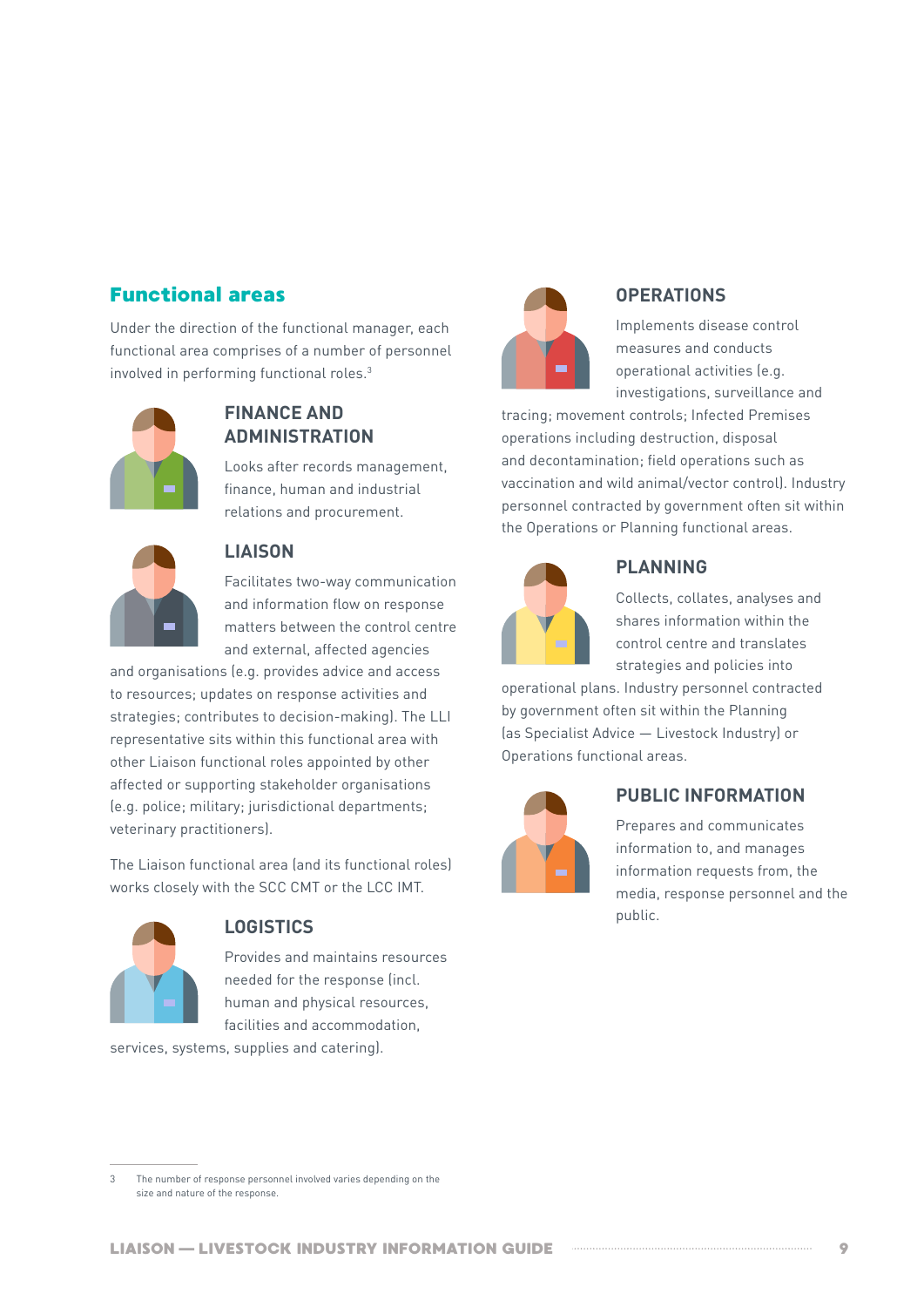## Functional areas

Under the direction of the functional manager, each functional area comprises of a number of personnel involved in performing functional roles.[3]

### FINANCE AND ADMINISTRATION

Looks after records management, finance, human and industrial relations and procurement.

### LIAISON

Facilitates two-way communication and information flow on response matters between the control centre and external, affected agencies and organisations (e.g. provides advice and access to resources; updates on response activities and strategies; contributes to decision-making). The LLI representative sits within this functional area with other Liaison functional roles appointed by other affected or supporting stakeholder organisations (e.g. police; military; jurisdictional departments; veterinary practitioners).

The Liaison functional area (and its functional roles) works closely with the SCC CMT or the LCC IMT.

### LOGISTICS

Provides and maintains resources needed for the response (incl. human and physical resources, facilities and accommodation, services, systems, supplies and catering).

### OPERATIONS

Implements disease control measures and conducts operational activities (e.g. investigations, surveillance and tracing; movement controls; Infected Premises operations including destruction, disposal and decontamination; field operations such as vaccination and wild animal/vector control). Industry personnel contracted by government often sit within the Operations or Planning functional areas.

### PLANNING

Collects, collates, analyses and shares information within the control centre and translates strategies and policies into operational plans. Industry personnel contracted by government often sit within the Planning (as Specialist Advice — Livestock Industry) or Operations functional areas.

### PUBLIC INFORMATION

Prepares and communicates information to, and manages information requests from, the media, response personnel and the public.

---

3 The number of response personnel involved varies depending on the size and nature of the response.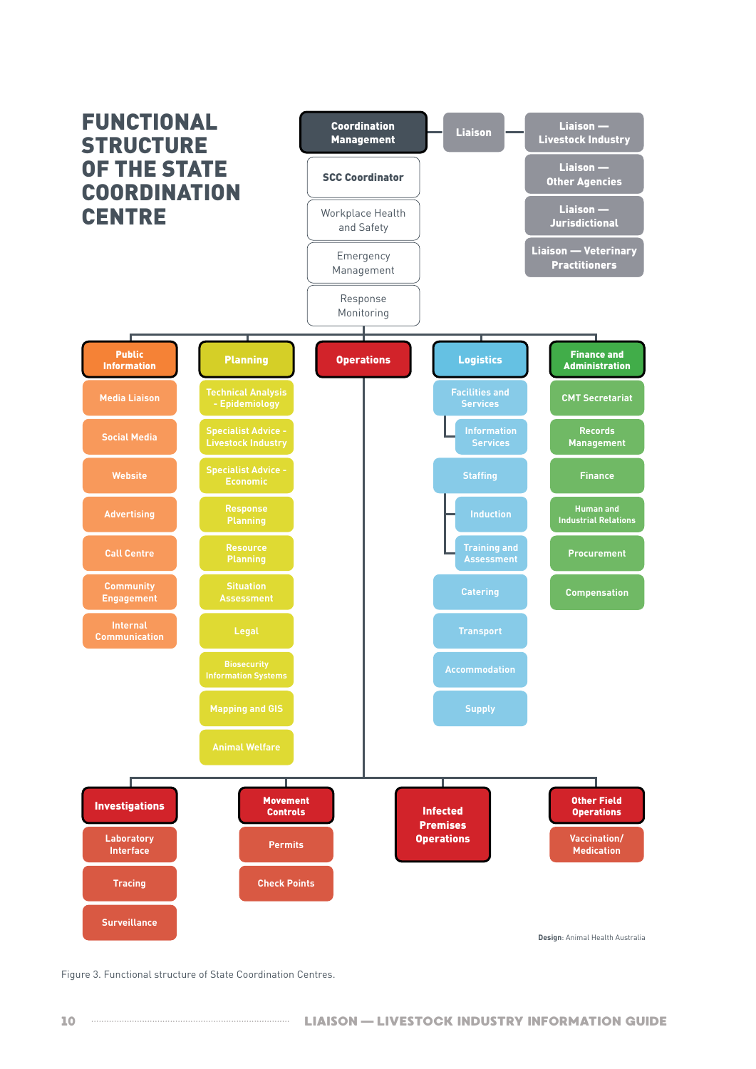# FUNCTIONAL STRUCTURE OF THE STATE COORDINATION CENTRE

**Coordination Management**

- SCC Coordinator
- Workplace Health and Safety
- Emergency Management
- Response Monitoring

**Liaison**

- Liaison — Livestock Industry
- Liaison — Other Agencies
- Liaison — Jurisdictional
- Liaison — Veterinary Practitioners

**Public Information**

- Media Liaison
- Social Media
- Website
- Advertising
- Call Centre
- Community Engagement
- Internal Communication

**Planning**

- Technical Analysis - Epidemiology
- Specialist Advice - Livestock Industry
- Specialist Advice - Economic
- Response Planning
- Resource Planning
- Situation Assessment
- Legal
- Biosecurity Information Systems
- Mapping and GIS
- Animal Welfare

**Operations**

- **Investigations**
  - Laboratory Interface
  - Tracing
  - Surveillance
- **Movement Controls**
  - Permits
  - Check Points
- **Infected Premises Operations**
- **Other Field Operations**
  - Vaccination/ Medication

**Logistics**

- Facilities and Services
  - Information Services
- Staffing
  - Induction
  - Training and Assessment
- Catering
- Transport
- Accommodation
- Supply

**Finance and Administration**

- CMT Secretariat
- Records Management
- Finance
- Human and Industrial Relations
- Procurement
- Compensation

**Design**: Animal Health Australia

Figure 3. Functional structure of State Coordination Centres.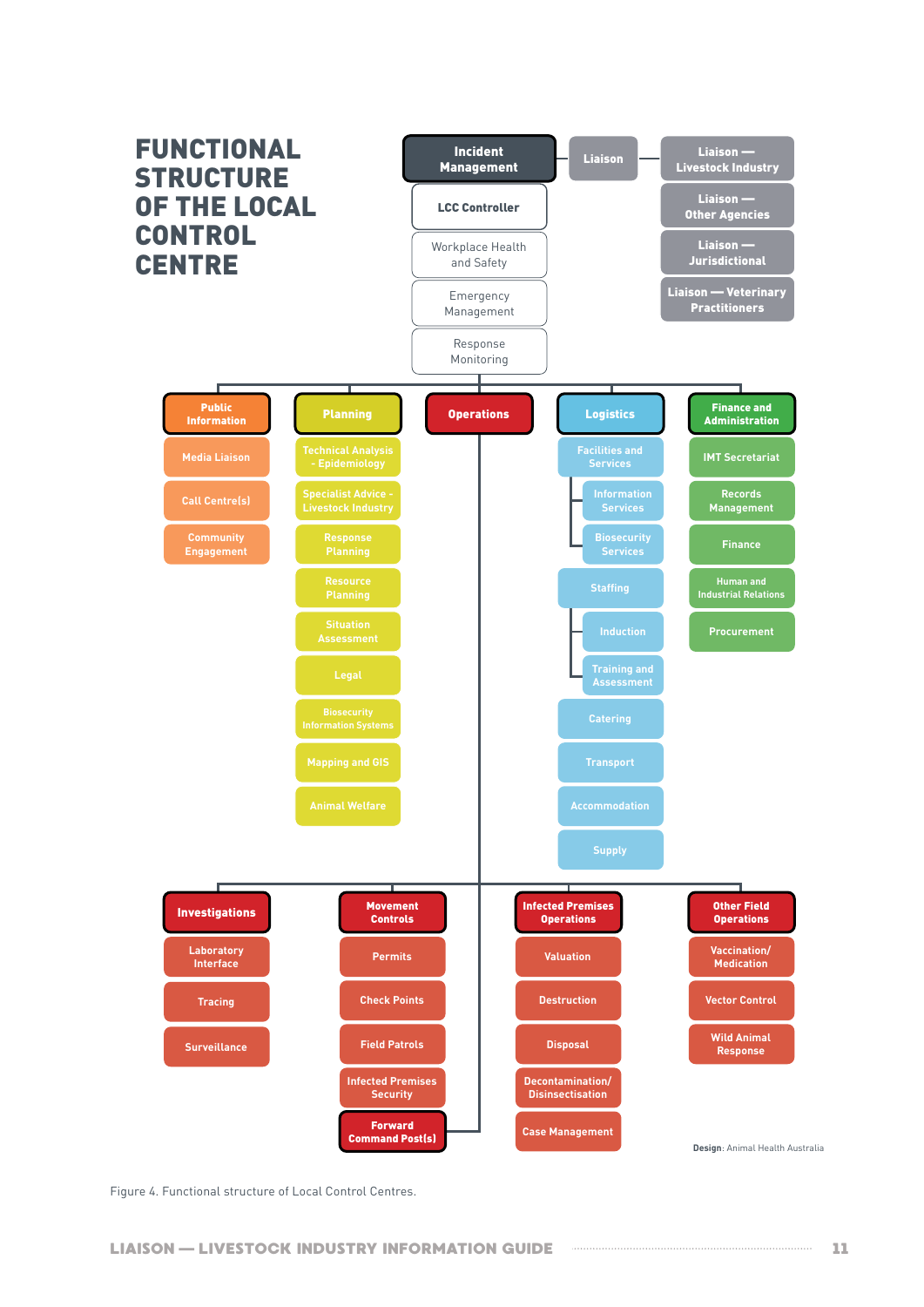# FUNCTIONAL STRUCTURE OF THE LOCAL CONTROL CENTRE

**Incident Management**

- LCC Controller
- Workplace Health and Safety
- Emergency Management
- Response Monitoring

**Liaison**

- Liaison — Livestock Industry
- Liaison — Other Agencies
- Liaison — Jurisdictional
- Liaison — Veterinary Practitioners

**Public Information**

- Media Liaison
- Call Centre(s)
- Community Engagement

**Planning**

- Technical Analysis - Epidemiology
- Specialist Advice - Livestock Industry
- Response Planning
- Resource Planning
- Situation Assessment
- Legal
- Biosecurity Information Systems
- Mapping and GIS
- Animal Welfare

**Operations**

**Logistics**

- Facilities and Services
  - Information Services
  - Biosecurity Services
- Staffing
  - Induction
  - Training and Assessment
- Catering
- Transport
- Accommodation
- Supply

**Finance and Administration**

- IMT Secretariat
- Records Management
- Finance
- Human and Industrial Relations
- Procurement

**Investigations**

- Laboratory Interface
- Tracing
- Surveillance

**Movement Controls**

- Permits
- Check Points
- Field Patrols
- Infected Premises Security
- Forward Command Post(s)

**Infected Premises Operations**

- Valuation
- Destruction
- Disposal
- Decontamination/ Disinsectisation
- Case Management

**Other Field Operations**

- Vaccination/ Medication
- Vector Control
- Wild Animal Response

**Design**: Animal Health Australia

Figure 4. Functional structure of Local Control Centres.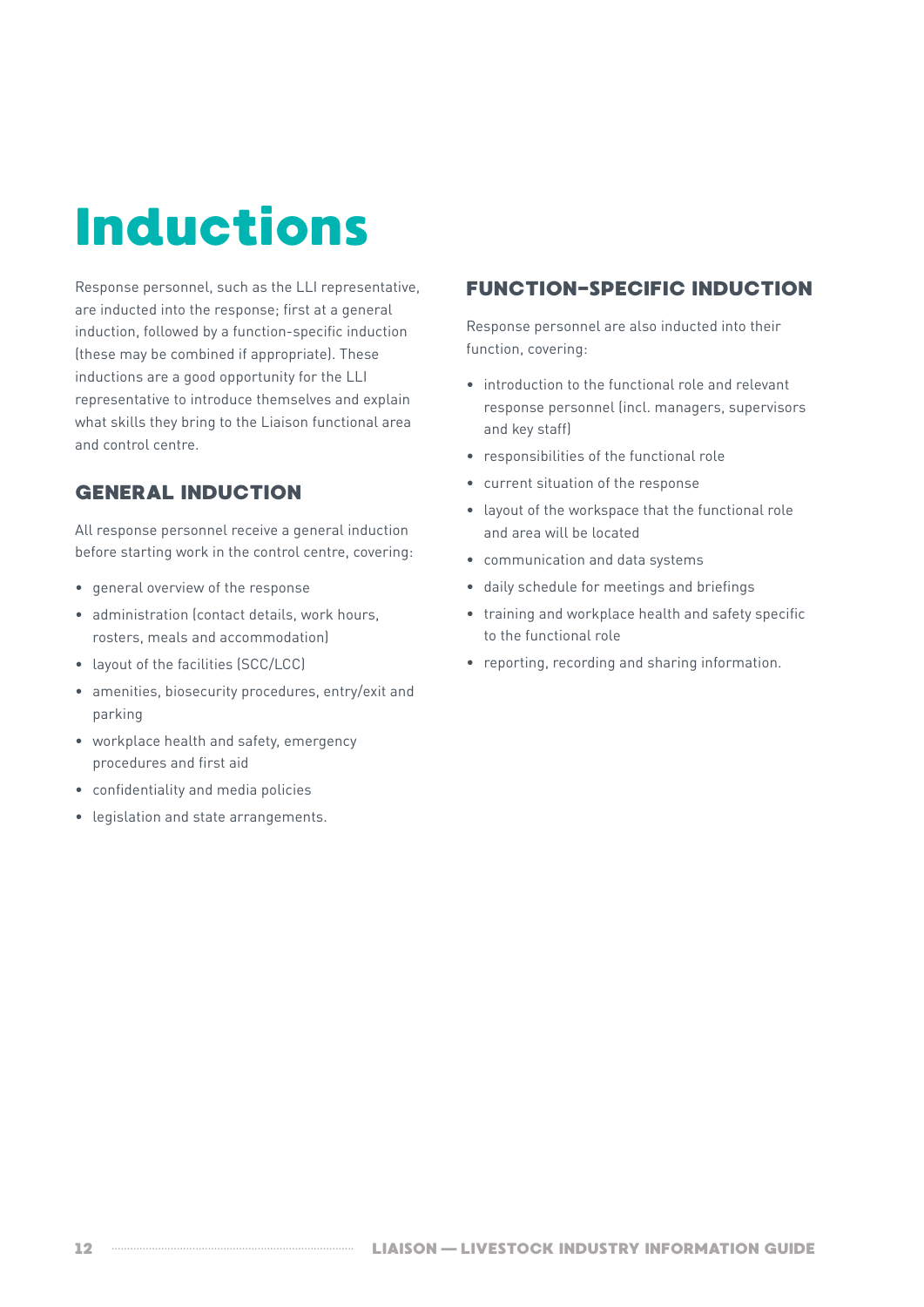# Inductions

Response personnel, such as the LLI representative, are inducted into the response; first at a general induction, followed by a function-specific induction (these may be combined if appropriate). These inductions are a good opportunity for the LLI representative to introduce themselves and explain what skills they bring to the Liaison functional area and control centre.

## GENERAL INDUCTION

All response personnel receive a general induction before starting work in the control centre, covering:

- general overview of the response
- administration (contact details, work hours, rosters, meals and accommodation)
- layout of the facilities (SCC/LCC)
- amenities, biosecurity procedures, entry/exit and parking
- workplace health and safety, emergency procedures and first aid
- confidentiality and media policies
- legislation and state arrangements.

## FUNCTION-SPECIFIC INDUCTION

Response personnel are also inducted into their function, covering:

- introduction to the functional role and relevant response personnel (incl. managers, supervisors and key staff)
- responsibilities of the functional role
- current situation of the response
- layout of the workspace that the functional role and area will be located
- communication and data systems
- daily schedule for meetings and briefings
- training and workplace health and safety specific to the functional role
- reporting, recording and sharing information.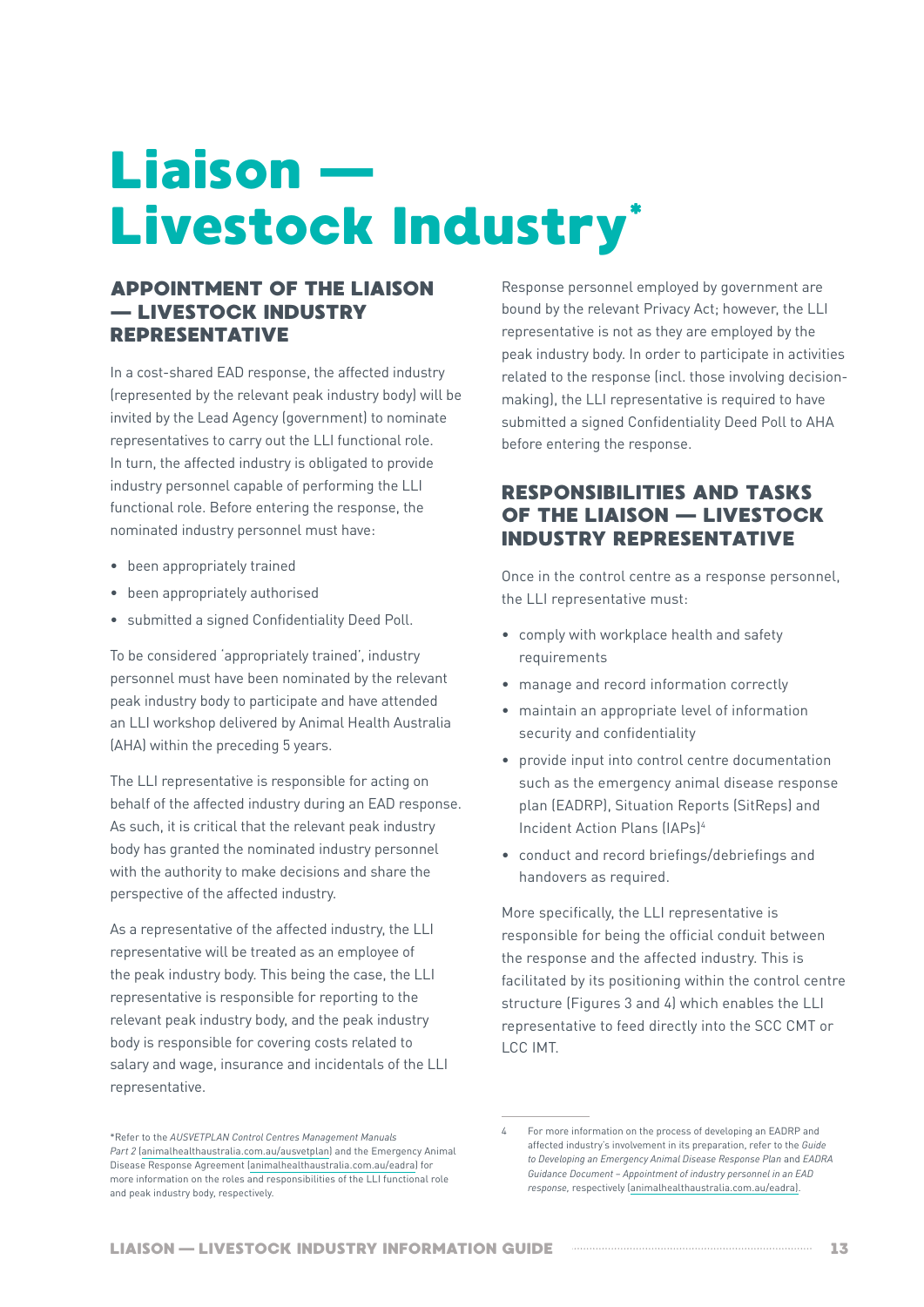# Liaison — Livestock Industry*

## APPOINTMENT OF THE LIAISON — LIVESTOCK INDUSTRY REPRESENTATIVE

In a cost-shared EAD response, the affected industry (represented by the relevant peak industry body) will be invited by the Lead Agency (government) to nominate representatives to carry out the LLI functional role. In turn, the affected industry is obligated to provide industry personnel capable of performing the LLI functional role. Before entering the response, the nominated industry personnel must have:

- been appropriately trained
- been appropriately authorised
- submitted a signed Confidentiality Deed Poll.

To be considered 'appropriately trained', industry personnel must have been nominated by the relevant peak industry body to participate and have attended an LLI workshop delivered by Animal Health Australia (AHA) within the preceding 5 years.

The LLI representative is responsible for acting on behalf of the affected industry during an EAD response. As such, it is critical that the relevant peak industry body has granted the nominated industry personnel with the authority to make decisions and share the perspective of the affected industry.

As a representative of the affected industry, the LLI representative will be treated as an employee of the peak industry body. This being the case, the LLI representative is responsible for reporting to the relevant peak industry body, and the peak industry body is responsible for covering costs related to salary and wage, insurance and incidentals of the LLI representative.

Response personnel employed by government are bound by the relevant Privacy Act; however, the LLI representative is not as they are employed by the peak industry body. In order to participate in activities related to the response (incl. those involving decision-making), the LLI representative is required to have submitted a signed Confidentiality Deed Poll to AHA before entering the response.

## RESPONSIBILITIES AND TASKS OF THE LIAISON — LIVESTOCK INDUSTRY REPRESENTATIVE

Once in the control centre as a response personnel, the LLI representative must:

- comply with workplace health and safety requirements
- manage and record information correctly
- maintain an appropriate level of information security and confidentiality
- provide input into control centre documentation such as the emergency animal disease response plan (EADRP), Situation Reports (SitReps) and Incident Action Plans (IAPs)[4]
- conduct and record briefings/debriefings and handovers as required.

More specifically, the LLI representative is responsible for being the official conduit between the response and the affected industry. This is facilitated by its positioning within the control centre structure (Figures 3 and 4) which enables the LLI representative to feed directly into the SCC CMT or LCC IMT.

*Refer to the *AUSVETPLAN Control Centres Management Manuals Part 2* (animalhealthaustralia.com.au/ausvetplan) and the Emergency Animal Disease Response Agreement (animalhealthaustralia.com.au/eadra) for more information on the roles and responsibilities of the LLI functional role and peak industry body, respectively.

4 For more information on the process of developing an EADRP and affected industry's involvement in its preparation, refer to the *Guide to Developing an Emergency Animal Disease Response Plan* and *EADRA Guidance Document – Appointment of industry personnel in an EAD response*, respectively (animalhealthaustralia.com.au/eadra).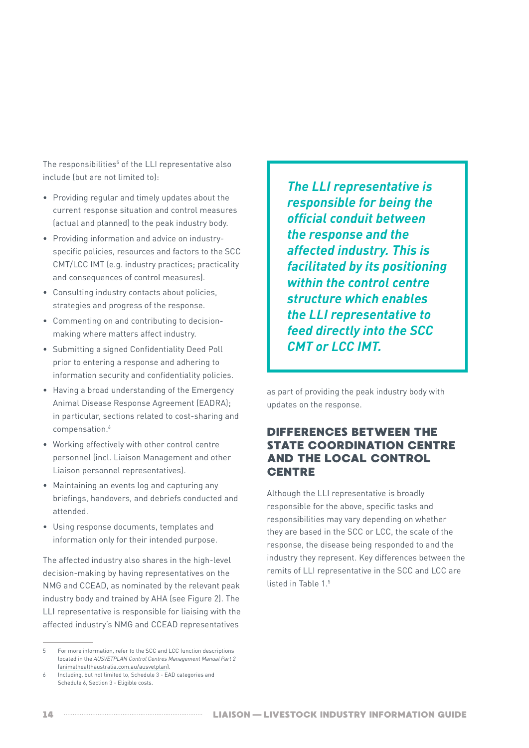The responsibilities[5] of the LLI representative also include (but are not limited to):

- Providing regular and timely updates about the current response situation and control measures (actual and planned) to the peak industry body.
- Providing information and advice on industry-specific policies, resources and factors to the SCC CMT/LCC IMT (e.g. industry practices; practicality and consequences of control measures).
- Consulting industry contacts about policies, strategies and progress of the response.
- Commenting on and contributing to decision-making where matters affect industry.
- Submitting a signed Confidentiality Deed Poll prior to entering a response and adhering to information security and confidentiality policies.
- Having a broad understanding of the Emergency Animal Disease Response Agreement (EADRA); in particular, sections related to cost-sharing and compensation.[6]
- Working effectively with other control centre personnel (incl. Liaison Management and other Liaison personnel representatives).
- Maintaining an events log and capturing any briefings, handovers, and debriefs conducted and attended.
- Using response documents, templates and information only for their intended purpose.

The affected industry also shares in the high-level decision-making by having representatives on the NMG and CCEAD, as nominated by the relevant peak industry body and trained by AHA (see Figure 2). The LLI representative is responsible for liaising with the affected industry's NMG and CCEAD representatives as part of providing the peak industry body with updates on the response.

> ***The LLI representative is responsible for being the official conduit between the response and the affected industry. This is facilitated by its positioning within the control centre structure which enables the LLI representative to feed directly into the SCC CMT or LCC IMT.***

## DIFFERENCES BETWEEN THE STATE COORDINATION CENTRE AND THE LOCAL CONTROL CENTRE

Although the LLI representative is broadly responsible for the above, specific tasks and responsibilities may vary depending on whether they are based in the SCC or LCC, the scale of the response, the disease being responded to and the industry they represent. Key differences between the remits of LLI representative in the SCC and LCC are listed in Table 1.[5]

---

5 For more information, refer to the SCC and LCC function descriptions located in the *AUSVETPLAN Control Centres Management Manual Part 2* (animalhealthaustralia.com.au/ausvetplan).

6 Including, but not limited to, Schedule 3 - EAD categories and Schedule 6, Section 3 - Eligible costs.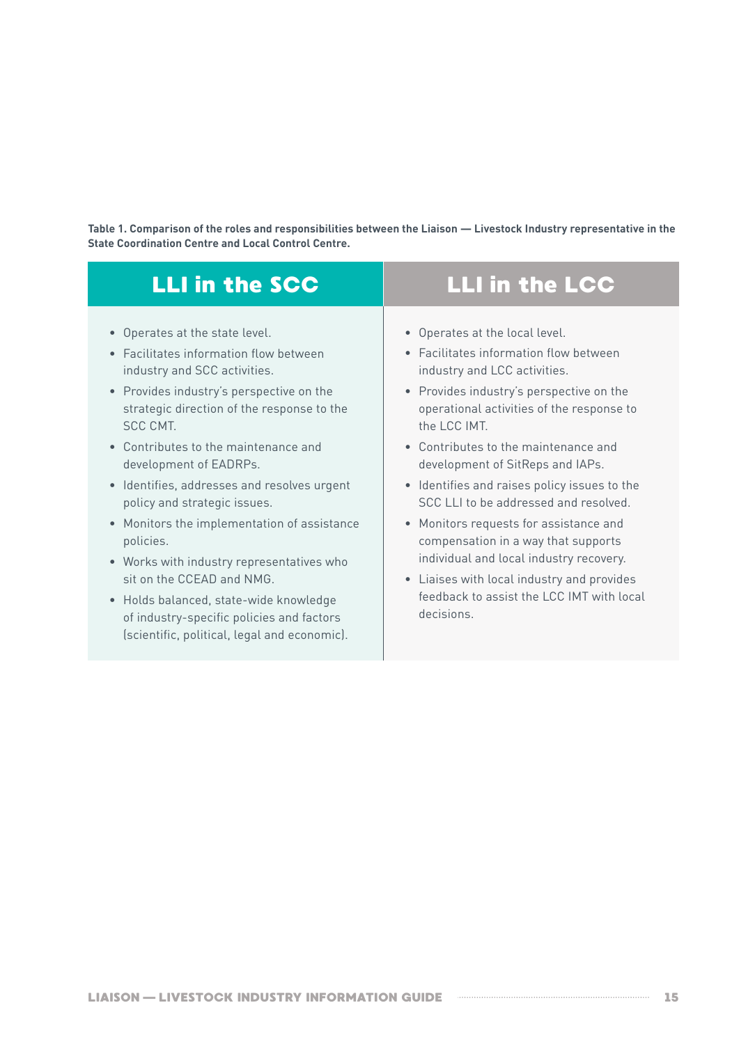**Table 1. Comparison of the roles and responsibilities between the Liaison — Livestock Industry representative in the State Coordination Centre and Local Control Centre.**

| LLI in the SCC | LLI in the LCC |
|---|---|
| • Operates at the state level.<br>• Facilitates information flow between industry and SCC activities.<br>• Provides industry's perspective on the strategic direction of the response to the SCC CMT.<br>• Contributes to the maintenance and development of EADRPs.<br>• Identifies, addresses and resolves urgent policy and strategic issues.<br>• Monitors the implementation of assistance policies.<br>• Works with industry representatives who sit on the CCEAD and NMG.<br>• Holds balanced, state-wide knowledge of industry-specific policies and factors (scientific, political, legal and economic). | • Operates at the local level.<br>• Facilitates information flow between industry and LCC activities.<br>• Provides industry's perspective on the operational activities of the response to the LCC IMT.<br>• Contributes to the maintenance and development of SitReps and IAPs.<br>• Identifies and raises policy issues to the SCC LLI to be addressed and resolved.<br>• Monitors requests for assistance and compensation in a way that supports individual and local industry recovery.<br>• Liaises with local industry and provides feedback to assist the LCC IMT with local decisions. |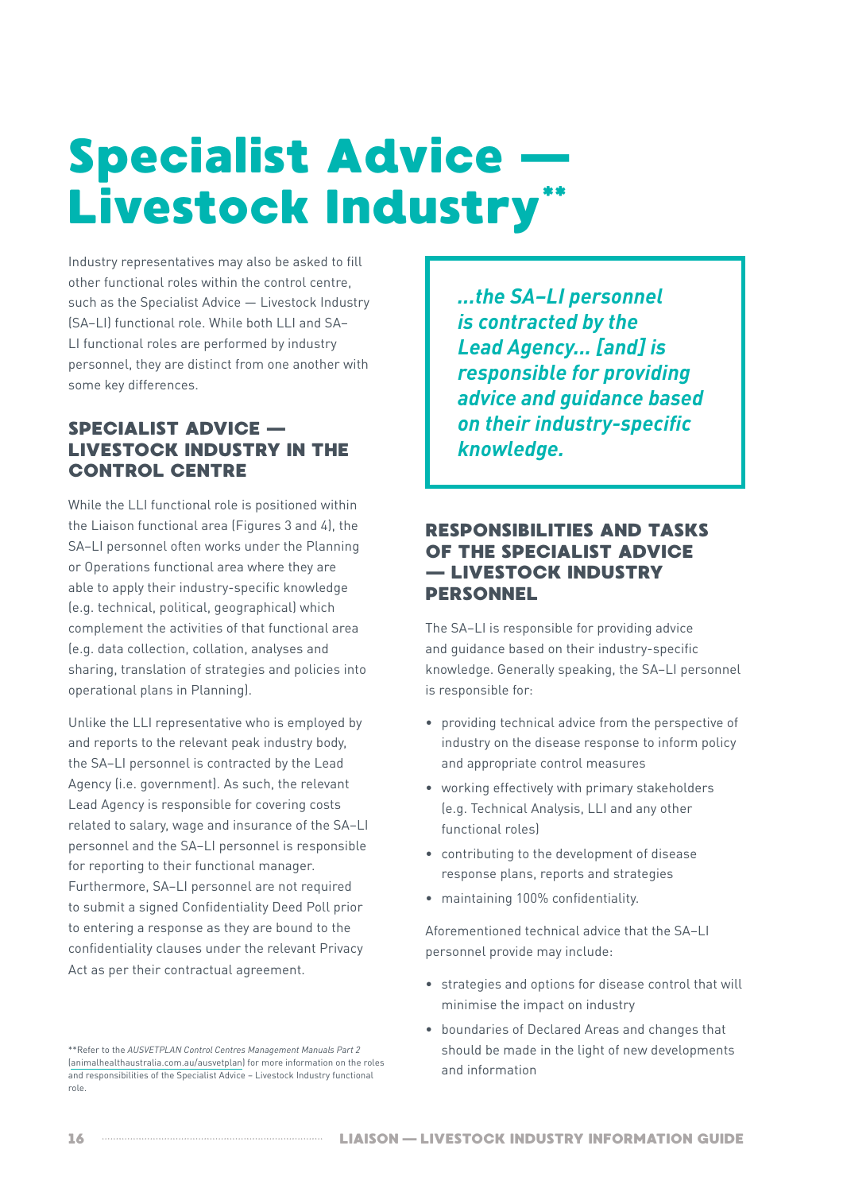# Specialist Advice — Livestock Industry**

Industry representatives may also be asked to fill other functional roles within the control centre, such as the Specialist Advice — Livestock Industry (SA–LI) functional role. While both LLI and SA–LI functional roles are performed by industry personnel, they are distinct from one another with some key differences.

## SPECIALIST ADVICE — LIVESTOCK INDUSTRY IN THE CONTROL CENTRE

While the LLI functional role is positioned within the Liaison functional area (Figures 3 and 4), the SA–LI personnel often works under the Planning or Operations functional area where they are able to apply their industry-specific knowledge (e.g. technical, political, geographical) which complement the activities of that functional area (e.g. data collection, collation, analyses and sharing, translation of strategies and policies into operational plans in Planning).

Unlike the LLI representative who is employed by and reports to the relevant peak industry body, the SA–LI personnel is contracted by the Lead Agency (i.e. government). As such, the relevant Lead Agency is responsible for covering costs related to salary, wage and insurance of the SA–LI personnel and the SA–LI personnel is responsible for reporting to their functional manager. Furthermore, SA–LI personnel are not required to submit a signed Confidentiality Deed Poll prior to entering a response as they are bound to the confidentiality clauses under the relevant Privacy Act as per their contractual agreement.

**Refer to the *AUSVETPLAN Control Centres Management Manuals Part 2* (animalhealthaustralia.com.au/ausvetplan) for more information on the roles and responsibilities of the Specialist Advice – Livestock Industry functional role.

> ***...the SA–LI personnel is contracted by the Lead Agency... [and] is responsible for providing advice and guidance based on their industry-specific knowledge.***

## RESPONSIBILITIES AND TASKS OF THE SPECIALIST ADVICE — LIVESTOCK INDUSTRY PERSONNEL

The SA–LI is responsible for providing advice and guidance based on their industry-specific knowledge. Generally speaking, the SA–LI personnel is responsible for:

- providing technical advice from the perspective of industry on the disease response to inform policy and appropriate control measures
- working effectively with primary stakeholders (e.g. Technical Analysis, LLI and any other functional roles)
- contributing to the development of disease response plans, reports and strategies
- maintaining 100% confidentiality.

Aforementioned technical advice that the SA–LI personnel provide may include:

- strategies and options for disease control that will minimise the impact on industry
- boundaries of Declared Areas and changes that should be made in the light of new developments and information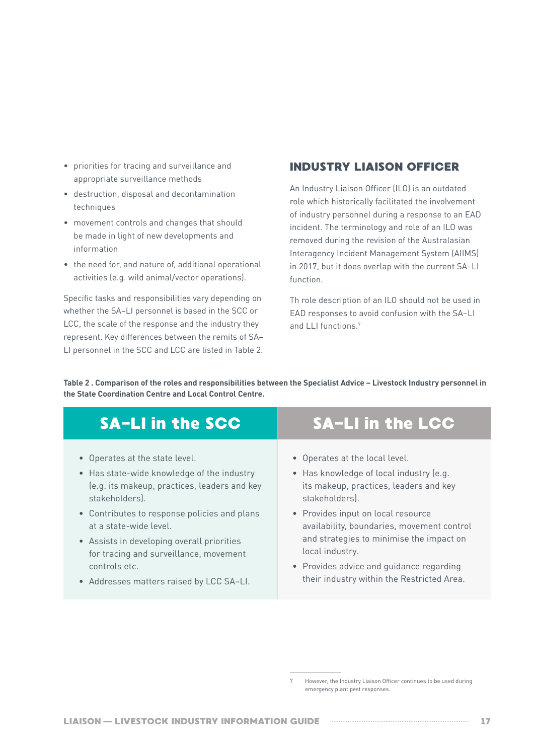- priorities for tracing and surveillance and appropriate surveillance methods
- destruction, disposal and decontamination techniques
- movement controls and changes that should be made in light of new developments and information
- the need for, and nature of, additional operational activities (e.g. wild animal/vector operations).

Specific tasks and responsibilities vary depending on whether the SA–LI personnel is based in the SCC or LCC, the scale of the response and the industry they represent. Key differences between the remits of SA–LI personnel in the SCC and LCC are listed in Table 2.

## INDUSTRY LIAISON OFFICER

An Industry Liaison Officer (ILO) is an outdated role which historically facilitated the involvement of industry personnel during a response to an EAD incident. The terminology and role of an ILO was removed during the revision of the Australasian Interagency Incident Management System (AIIMS) in 2017, but it does overlap with the current SA–LI function.

Th role description of an ILO should not be used in EAD responses to avoid confusion with the SA–LI and LLI functions.[7]

**Table 2 . Comparison of the roles and responsibilities between the Specialist Advice – Livestock Industry personnel in the State Coordination Centre and Local Control Centre.**

| SA–LI in the SCC | SA–LI in the LCC |
| --- | --- |
| • Operates at the state level.<br>• Has state-wide knowledge of the industry (e.g. its makeup, practices, leaders and key stakeholders).<br>• Contributes to response policies and plans at a state-wide level.<br>• Assists in developing overall priorities for tracing and surveillance, movement controls etc.<br>• Addresses matters raised by LCC SA–LI. | • Operates at the local level.<br>• Has knowledge of local industry (e.g. its makeup, practices, leaders and key stakeholders).<br>• Provides input on local resource availability, boundaries, movement control and strategies to minimise the impact on local industry.<br>• Provides advice and guidance regarding their industry within the Restricted Area. |

[7] However, the Industry Liaison Officer continues to be used during emergency plant pest responses.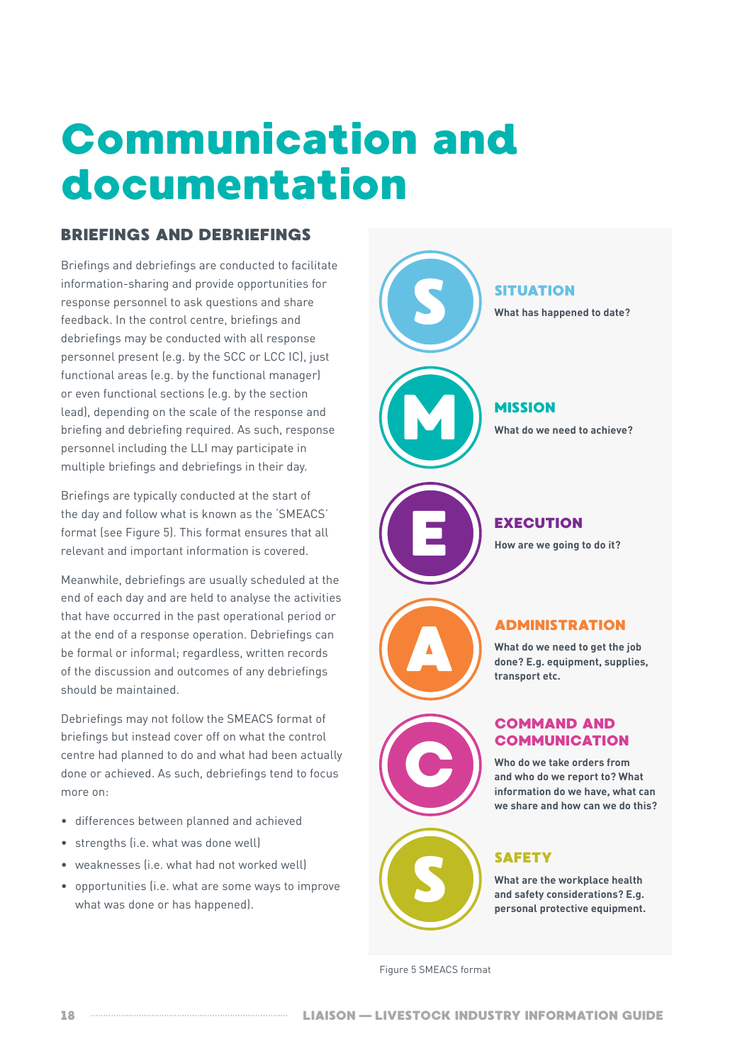# Communication and documentation

## BRIEFINGS AND DEBRIEFINGS

Briefings and debriefings are conducted to facilitate information-sharing and provide opportunities for response personnel to ask questions and share feedback. In the control centre, briefings and debriefings may be conducted with all response personnel present (e.g. by the SCC or LCC IC), just functional areas (e.g. by the functional manager) or even functional sections (e.g. by the section lead), depending on the scale of the response and briefing and debriefing required. As such, response personnel including the LLI may participate in multiple briefings and debriefings in their day.

Briefings are typically conducted at the start of the day and follow what is known as the 'SMEACS' format (see Figure 5). This format ensures that all relevant and important information is covered.

Meanwhile, debriefings are usually scheduled at the end of each day and are held to analyse the activities that have occurred in the past operational period or at the end of a response operation. Debriefings can be formal or informal; regardless, written records of the discussion and outcomes of any debriefings should be maintained.

Debriefings may not follow the SMEACS format of briefings but instead cover off on what the control centre had planned to do and what had been actually done or achieved. As such, debriefings tend to focus more on:

- differences between planned and achieved
- strengths (i.e. what was done well)
- weaknesses (i.e. what had not worked well)
- opportunities (i.e. what are some ways to improve what was done or has happened).

**S — SITUATION**
What has happened to date?

**M — MISSION**
What do we need to achieve?

**E — EXECUTION**
How are we going to do it?

**A — ADMINISTRATION**
What do we need to get the job done? E.g. equipment, supplies, transport etc.

**C — COMMAND AND COMMUNICATION**
Who do we take orders from and who do we report to? What information do we have, what can we share and how can we do this?

**S — SAFETY**
What are the workplace health and safety considerations? E.g. personal protective equipment.

Figure 5 SMEACS format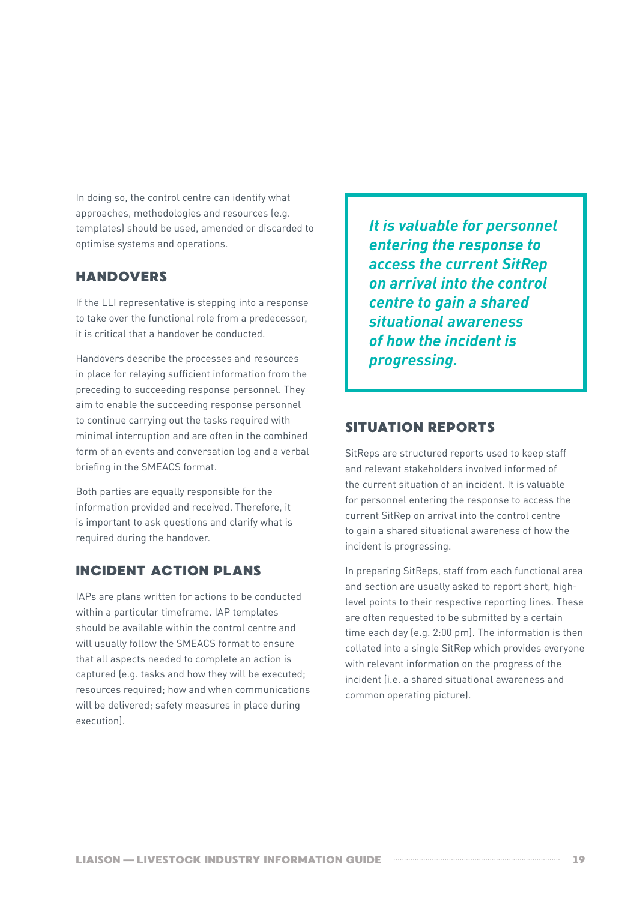In doing so, the control centre can identify what approaches, methodologies and resources (e.g. templates) should be used, amended or discarded to optimise systems and operations.

## HANDOVERS

If the LLI representative is stepping into a response to take over the functional role from a predecessor, it is critical that a handover be conducted.

Handovers describe the processes and resources in place for relaying sufficient information from the preceding to succeeding response personnel. They aim to enable the succeeding response personnel to continue carrying out the tasks required with minimal interruption and are often in the combined form of an events and conversation log and a verbal briefing in the SMEACS format.

Both parties are equally responsible for the information provided and received. Therefore, it is important to ask questions and clarify what is required during the handover.

## INCIDENT ACTION PLANS

IAPs are plans written for actions to be conducted within a particular timeframe. IAP templates should be available within the control centre and will usually follow the SMEACS format to ensure that all aspects needed to complete an action is captured (e.g. tasks and how they will be executed; resources required; how and when communications will be delivered; safety measures in place during execution).

> ***It is valuable for personnel entering the response to access the current SitRep on arrival into the control centre to gain a shared situational awareness of how the incident is progressing.***

## SITUATION REPORTS

SitReps are structured reports used to keep staff and relevant stakeholders involved informed of the current situation of an incident. It is valuable for personnel entering the response to access the current SitRep on arrival into the control centre to gain a shared situational awareness of how the incident is progressing.

In preparing SitReps, staff from each functional area and section are usually asked to report short, high-level points to their respective reporting lines. These are often requested to be submitted by a certain time each day (e.g. 2:00 pm). The information is then collated into a single SitRep which provides everyone with relevant information on the progress of the incident (i.e. a shared situational awareness and common operating picture).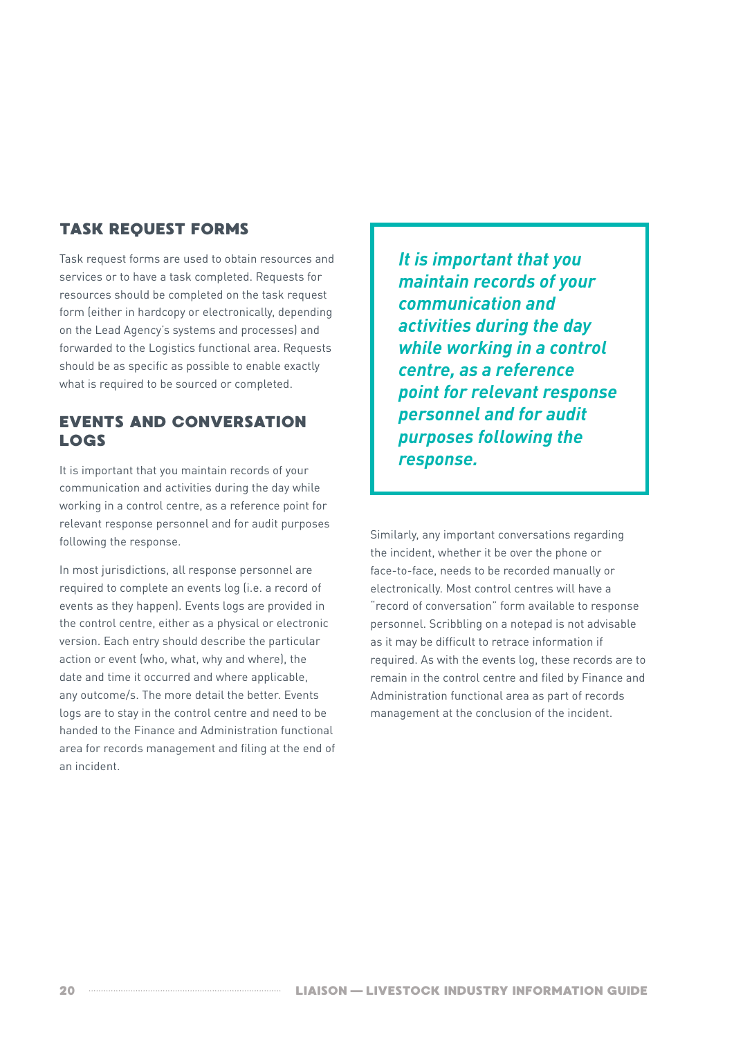## TASK REQUEST FORMS

Task request forms are used to obtain resources and services or to have a task completed. Requests for resources should be completed on the task request form (either in hardcopy or electronically, depending on the Lead Agency's systems and processes) and forwarded to the Logistics functional area. Requests should be as specific as possible to enable exactly what is required to be sourced or completed.

## EVENTS AND CONVERSATION LOGS

It is important that you maintain records of your communication and activities during the day while working in a control centre, as a reference point for relevant response personnel and for audit purposes following the response.

In most jurisdictions, all response personnel are required to complete an events log (i.e. a record of events as they happen). Events logs are provided in the control centre, either as a physical or electronic version. Each entry should describe the particular action or event (who, what, why and where), the date and time it occurred and where applicable, any outcome/s. The more detail the better. Events logs are to stay in the control centre and need to be handed to the Finance and Administration functional area for records management and filing at the end of an incident.

> ***It is important that you maintain records of your communication and activities during the day while working in a control centre, as a reference point for relevant response personnel and for audit purposes following the response.***

Similarly, any important conversations regarding the incident, whether it be over the phone or face-to-face, needs to be recorded manually or electronically. Most control centres will have a "record of conversation" form available to response personnel. Scribbling on a notepad is not advisable as it may be difficult to retrace information if required. As with the events log, these records are to remain in the control centre and filed by Finance and Administration functional area as part of records management at the conclusion of the incident.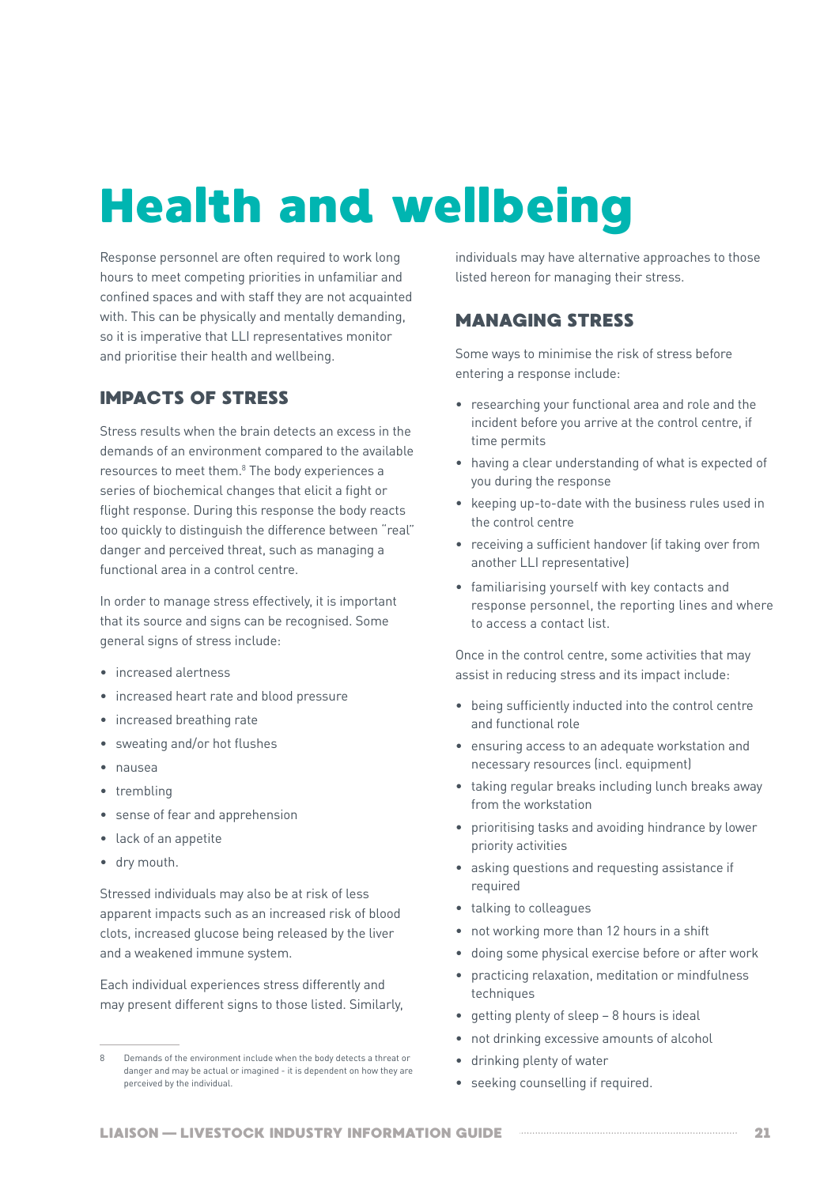# Health and wellbeing

Response personnel are often required to work long hours to meet competing priorities in unfamiliar and confined spaces and with staff they are not acquainted with. This can be physically and mentally demanding, so it is imperative that LLI representatives monitor and prioritise their health and wellbeing.

## IMPACTS OF STRESS

Stress results when the brain detects an excess in the demands of an environment compared to the available resources to meet them.[8] The body experiences a series of biochemical changes that elicit a fight or flight response. During this response the body reacts too quickly to distinguish the difference between "real" danger and perceived threat, such as managing a functional area in a control centre.

In order to manage stress effectively, it is important that its source and signs can be recognised. Some general signs of stress include:

- increased alertness
- increased heart rate and blood pressure
- increased breathing rate
- sweating and/or hot flushes
- nausea
- trembling
- sense of fear and apprehension
- lack of an appetite
- dry mouth.

Stressed individuals may also be at risk of less apparent impacts such as an increased risk of blood clots, increased glucose being released by the liver and a weakened immune system.

Each individual experiences stress differently and may present different signs to those listed. Similarly, individuals may have alternative approaches to those listed hereon for managing their stress.

## MANAGING STRESS

Some ways to minimise the risk of stress before entering a response include:

- researching your functional area and role and the incident before you arrive at the control centre, if time permits
- having a clear understanding of what is expected of you during the response
- keeping up-to-date with the business rules used in the control centre
- receiving a sufficient handover (if taking over from another LLI representative)
- familiarising yourself with key contacts and response personnel, the reporting lines and where to access a contact list.

Once in the control centre, some activities that may assist in reducing stress and its impact include:

- being sufficiently inducted into the control centre and functional role
- ensuring access to an adequate workstation and necessary resources (incl. equipment)
- taking regular breaks including lunch breaks away from the workstation
- prioritising tasks and avoiding hindrance by lower priority activities
- asking questions and requesting assistance if required
- talking to colleagues
- not working more than 12 hours in a shift
- doing some physical exercise before or after work
- practicing relaxation, meditation or mindfulness techniques
- getting plenty of sleep – 8 hours is ideal
- not drinking excessive amounts of alcohol
- drinking plenty of water
- seeking counselling if required.

---

8 Demands of the environment include when the body detects a threat or danger and may be actual or imagined - it is dependent on how they are perceived by the individual.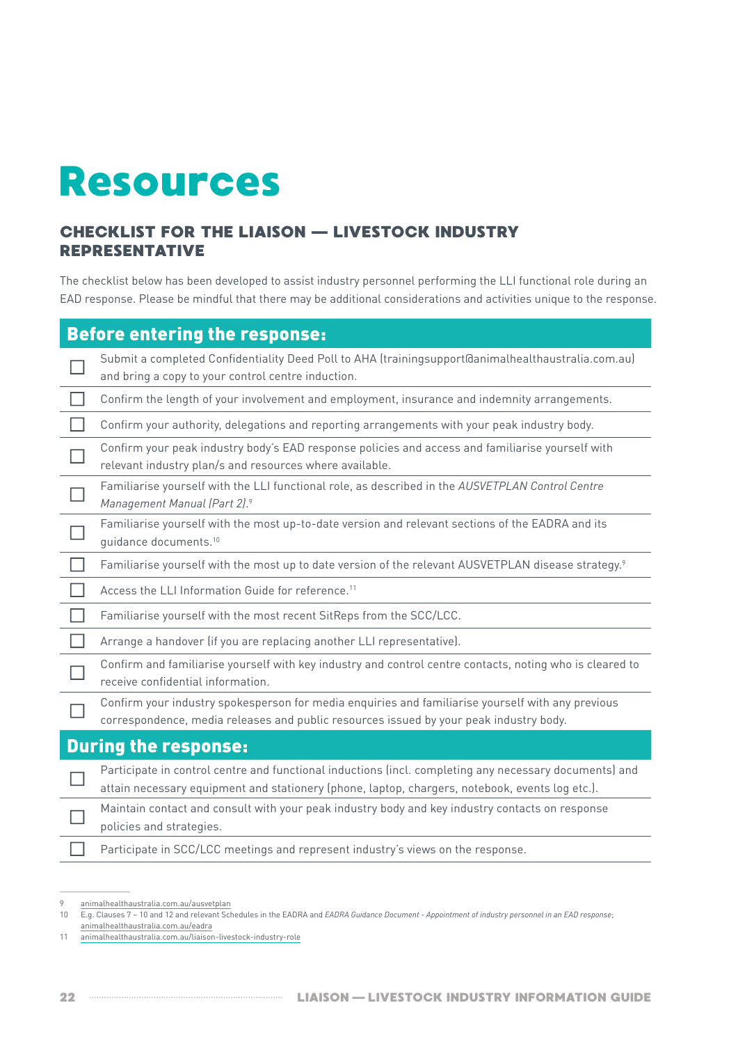# Resources

## CHECKLIST FOR THE LIAISON — LIVESTOCK INDUSTRY REPRESENTATIVE

The checklist below has been developed to assist industry personnel performing the LLI functional role during an EAD response. Please be mindful that there may be additional considerations and activities unique to the response.

### Before entering the response:

- [ ] Submit a completed Confidentiality Deed Poll to AHA (trainingsupport@animalhealthaustralia.com.au) and bring a copy to your control centre induction.
- [ ] Confirm the length of your involvement and employment, insurance and indemnity arrangements.
- [ ] Confirm your authority, delegations and reporting arrangements with your peak industry body.
- [ ] Confirm your peak industry body's EAD response policies and access and familiarise yourself with relevant industry plan/s and resources where available.
- [ ] Familiarise yourself with the LLI functional role, as described in the *AUSVETPLAN Control Centre Management Manual (Part 2)*.[9]
- [ ] Familiarise yourself with the most up-to-date version and relevant sections of the EADRA and its guidance documents.[10]
- [ ] Familiarise yourself with the most up to date version of the relevant AUSVETPLAN disease strategy.[9]
- [ ] Access the LLI Information Guide for reference.[11]
- [ ] Familiarise yourself with the most recent SitReps from the SCC/LCC.
- [ ] Arrange a handover (if you are replacing another LLI representative).
- [ ] Confirm and familiarise yourself with key industry and control centre contacts, noting who is cleared to receive confidential information.
- [ ] Confirm your industry spokesperson for media enquiries and familiarise yourself with any previous correspondence, media releases and public resources issued by your peak industry body.

### During the response:

- [ ] Participate in control centre and functional inductions (incl. completing any necessary documents) and attain necessary equipment and stationery (phone, laptop, chargers, notebook, events log etc.).
- [ ] Maintain contact and consult with your peak industry body and key industry contacts on response policies and strategies.
- [ ] Participate in SCC/LCC meetings and represent industry's views on the response.

---

9 animalhealthaustralia.com.au/ausvetplan

10 E.g. Clauses 7 – 10 and 12 and relevant Schedules in the EADRA and *EADRA Guidance Document - Appointment of industry personnel in an EAD response*; animalhealthaustralia.com.au/eadra

11 animalhealthaustralia.com.au/liaison-livestock-industry-role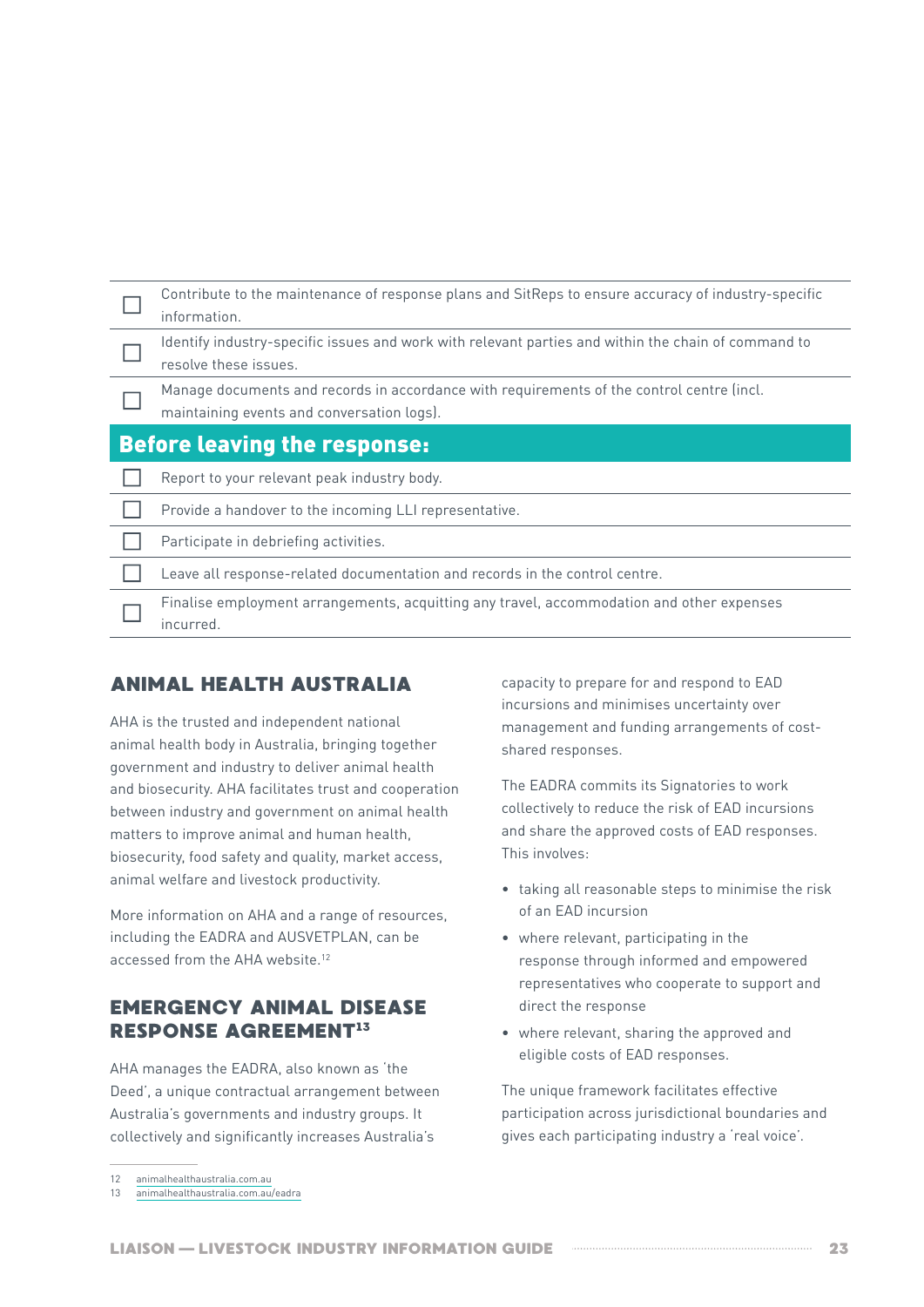- [ ] Contribute to the maintenance of response plans and SitReps to ensure accuracy of industry-specific information.
- [ ] Identify industry-specific issues and work with relevant parties and within the chain of command to resolve these issues.
- [ ] Manage documents and records in accordance with requirements of the control centre (incl. maintaining events and conversation logs).

**Before leaving the response:**

- [ ] Report to your relevant peak industry body.
- [ ] Provide a handover to the incoming LLI representative.
- [ ] Participate in debriefing activities.
- [ ] Leave all response-related documentation and records in the control centre.
- [ ] Finalise employment arrangements, acquitting any travel, accommodation and other expenses incurred.

## ANIMAL HEALTH AUSTRALIA

AHA is the trusted and independent national animal health body in Australia, bringing together government and industry to deliver animal health and biosecurity. AHA facilitates trust and cooperation between industry and government on animal health matters to improve animal and human health, biosecurity, food safety and quality, market access, animal welfare and livestock productivity.

More information on AHA and a range of resources, including the EADRA and AUSVETPLAN, can be accessed from the AHA website.[12]

## EMERGENCY ANIMAL DISEASE RESPONSE AGREEMENT[13]

AHA manages the EADRA, also known as 'the Deed', a unique contractual arrangement between Australia's governments and industry groups. It collectively and significantly increases Australia's capacity to prepare for and respond to EAD incursions and minimises uncertainty over management and funding arrangements of cost-shared responses.

The EADRA commits its Signatories to work collectively to reduce the risk of EAD incursions and share the approved costs of EAD responses. This involves:

- taking all reasonable steps to minimise the risk of an EAD incursion
- where relevant, participating in the response through informed and empowered representatives who cooperate to support and direct the response
- where relevant, sharing the approved and eligible costs of EAD responses.

The unique framework facilitates effective participation across jurisdictional boundaries and gives each participating industry a 'real voice'.

12 animalhealthaustralia.com.au
13 animalhealthaustralia.com.au/eadra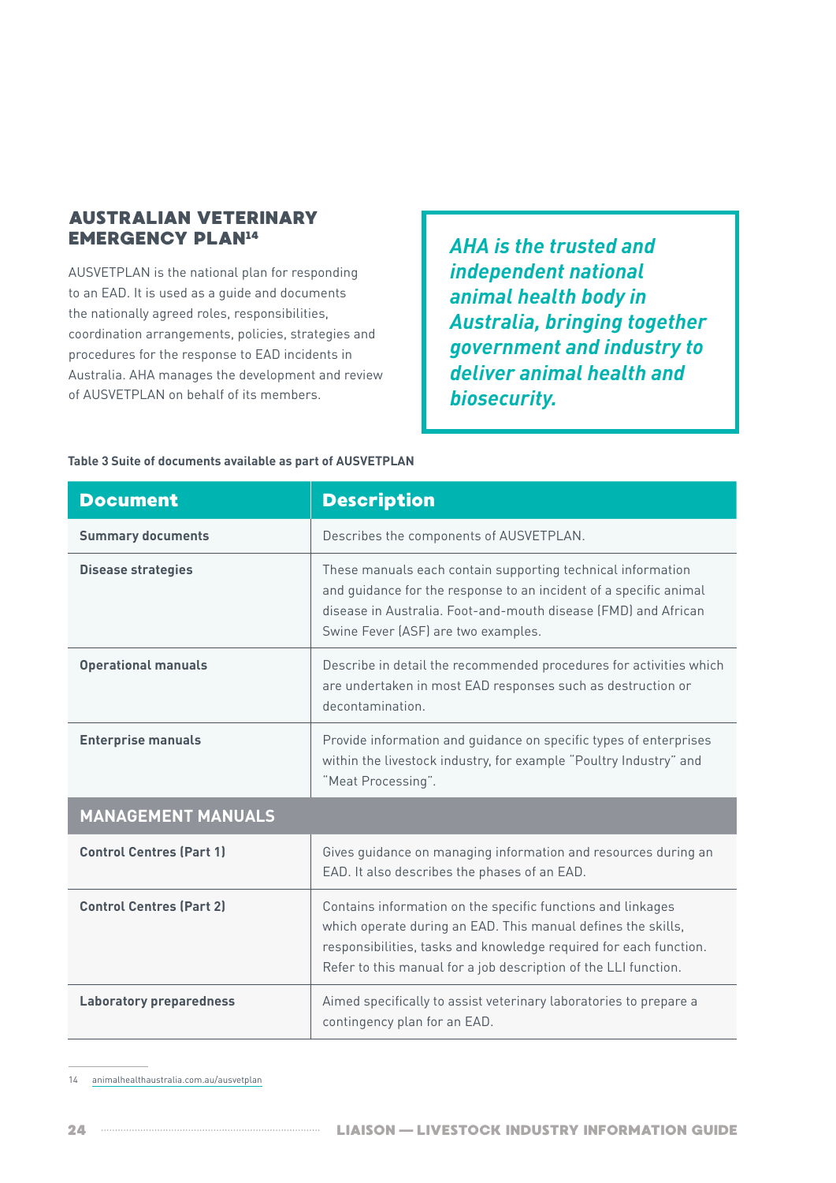## AUSTRALIAN VETERINARY EMERGENCY PLAN[14]

AUSVETPLAN is the national plan for responding to an EAD. It is used as a guide and documents the nationally agreed roles, responsibilities, coordination arrangements, policies, strategies and procedures for the response to EAD incidents in Australia. AHA manages the development and review of AUSVETPLAN on behalf of its members.

> ***AHA is the trusted and independent national animal health body in Australia, bringing together government and industry to deliver animal health and biosecurity.***

**Table 3 Suite of documents available as part of AUSVETPLAN**

| Document | Description |
| --- | --- |
| **Summary documents** | Describes the components of AUSVETPLAN. |
| **Disease strategies** | These manuals each contain supporting technical information and guidance for the response to an incident of a specific animal disease in Australia. Foot-and-mouth disease (FMD) and African Swine Fever (ASF) are two examples. |
| **Operational manuals** | Describe in detail the recommended procedures for activities which are undertaken in most EAD responses such as destruction or decontamination. |
| **Enterprise manuals** | Provide information and guidance on specific types of enterprises within the livestock industry, for example "Poultry Industry" and "Meat Processing". |
| **MANAGEMENT MANUALS** | |
| **Control Centres (Part 1)** | Gives guidance on managing information and resources during an EAD. It also describes the phases of an EAD. |
| **Control Centres (Part 2)** | Contains information on the specific functions and linkages which operate during an EAD. This manual defines the skills, responsibilities, tasks and knowledge required for each function. Refer to this manual for a job description of the LLI function. |
| **Laboratory preparedness** | Aimed specifically to assist veterinary laboratories to prepare a contingency plan for an EAD. |

14 animalhealthaustralia.com.au/ausvetplan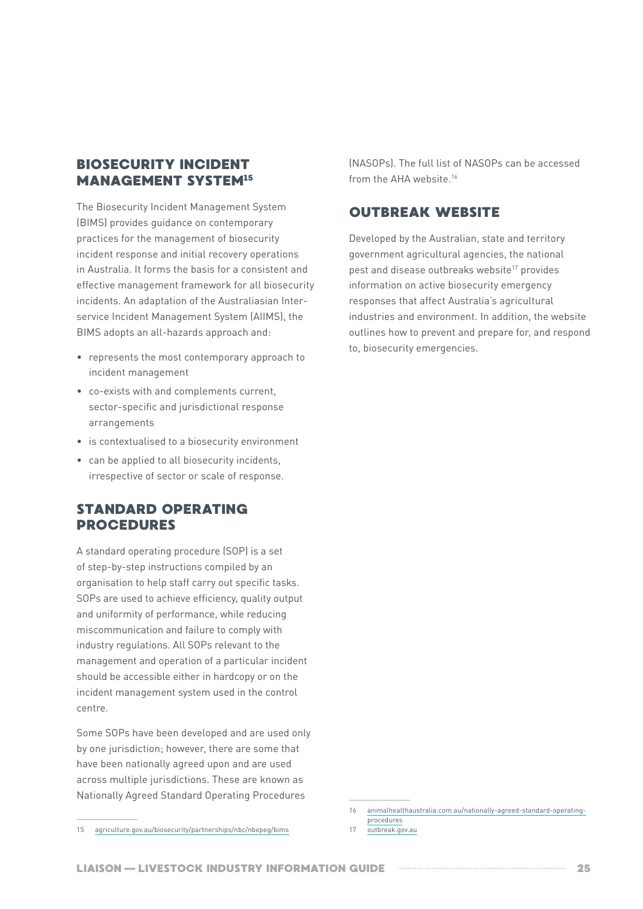## BIOSECURITY INCIDENT MANAGEMENT SYSTEM[15]

The Biosecurity Incident Management System (BIMS) provides guidance on contemporary practices for the management of biosecurity incident response and initial recovery operations in Australia. It forms the basis for a consistent and effective management framework for all biosecurity incidents. An adaptation of the Australiasian Inter-service Incident Management System (AIIMS), the BIMS adopts an all-hazards approach and:

- represents the most contemporary approach to incident management
- co-exists with and complements current, sector-specific and jurisdictional response arrangements
- is contextualised to a biosecurity environment
- can be applied to all biosecurity incidents, irrespective of sector or scale of response.

## STANDARD OPERATING PROCEDURES

A standard operating procedure (SOP) is a set of step-by-step instructions compiled by an organisation to help staff carry out specific tasks. SOPs are used to achieve efficiency, quality output and uniformity of performance, while reducing miscommunication and failure to comply with industry regulations. All SOPs relevant to the management and operation of a particular incident should be accessible either in hardcopy or on the incident management system used in the control centre.

Some SOPs have been developed and are used only by one jurisdiction; however, there are some that have been nationally agreed upon and are used across multiple jurisdictions. These are known as Nationally Agreed Standard Operating Procedures (NASOPs). The full list of NASOPs can be accessed from the AHA website.[16]

## OUTBREAK WEBSITE

Developed by the Australian, state and territory government agricultural agencies, the national pest and disease outbreaks website[17] provides information on active biosecurity emergency responses that affect Australia's agricultural industries and environment. In addition, the website outlines how to prevent and prepare for, and respond to, biosecurity emergencies.

---

15 agriculture.gov.au/biosecurity/partnerships/nbc/nbepeg/bims

16 animalhealthaustralia.com.au/nationally-agreed-standard-operating-procedures

17 outbreak.gov.au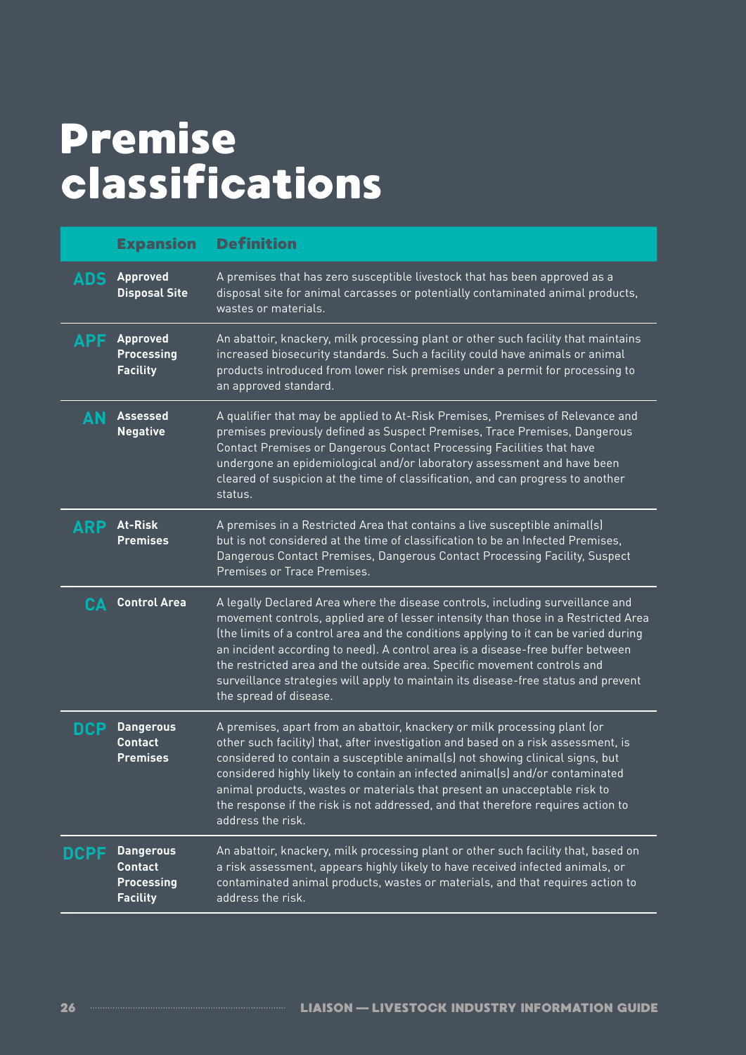# Premise classifications

| | Expansion | Definition |
|---|---|---|
| **ADS** | **Approved Disposal Site** | A premises that has zero susceptible livestock that has been approved as a disposal site for animal carcasses or potentially contaminated animal products, wastes or materials. |
| **APF** | **Approved Processing Facility** | An abattoir, knackery, milk processing plant or other such facility that maintains increased biosecurity standards. Such a facility could have animals or animal products introduced from lower risk premises under a permit for processing to an approved standard. |
| **AN** | **Assessed Negative** | A qualifier that may be applied to At-Risk Premises, Premises of Relevance and premises previously defined as Suspect Premises, Trace Premises, Dangerous Contact Premises or Dangerous Contact Processing Facilities that have undergone an epidemiological and/or laboratory assessment and have been cleared of suspicion at the time of classification, and can progress to another status. |
| **ARP** | **At-Risk Premises** | A premises in a Restricted Area that contains a live susceptible animal(s) but is not considered at the time of classification to be an Infected Premises, Dangerous Contact Premises, Dangerous Contact Processing Facility, Suspect Premises or Trace Premises. |
| **CA** | **Control Area** | A legally Declared Area where the disease controls, including surveillance and movement controls, applied are of lesser intensity than those in a Restricted Area (the limits of a control area and the conditions applying to it can be varied during an incident according to need). A control area is a disease-free buffer between the restricted area and the outside area. Specific movement controls and surveillance strategies will apply to maintain its disease-free status and prevent the spread of disease. |
| **DCP** | **Dangerous Contact Premises** | A premises, apart from an abattoir, knackery or milk processing plant (or other such facility) that, after investigation and based on a risk assessment, is considered to contain a susceptible animal(s) not showing clinical signs, but considered highly likely to contain an infected animal(s) and/or contaminated animal products, wastes or materials that present an unacceptable risk to the response if the risk is not addressed, and that therefore requires action to address the risk. |
| **DCPF** | **Dangerous Contact Processing Facility** | An abattoir, knackery, milk processing plant or other such facility that, based on a risk assessment, appears highly likely to have received infected animals, or contaminated animal products, wastes or materials, and that requires action to address the risk. |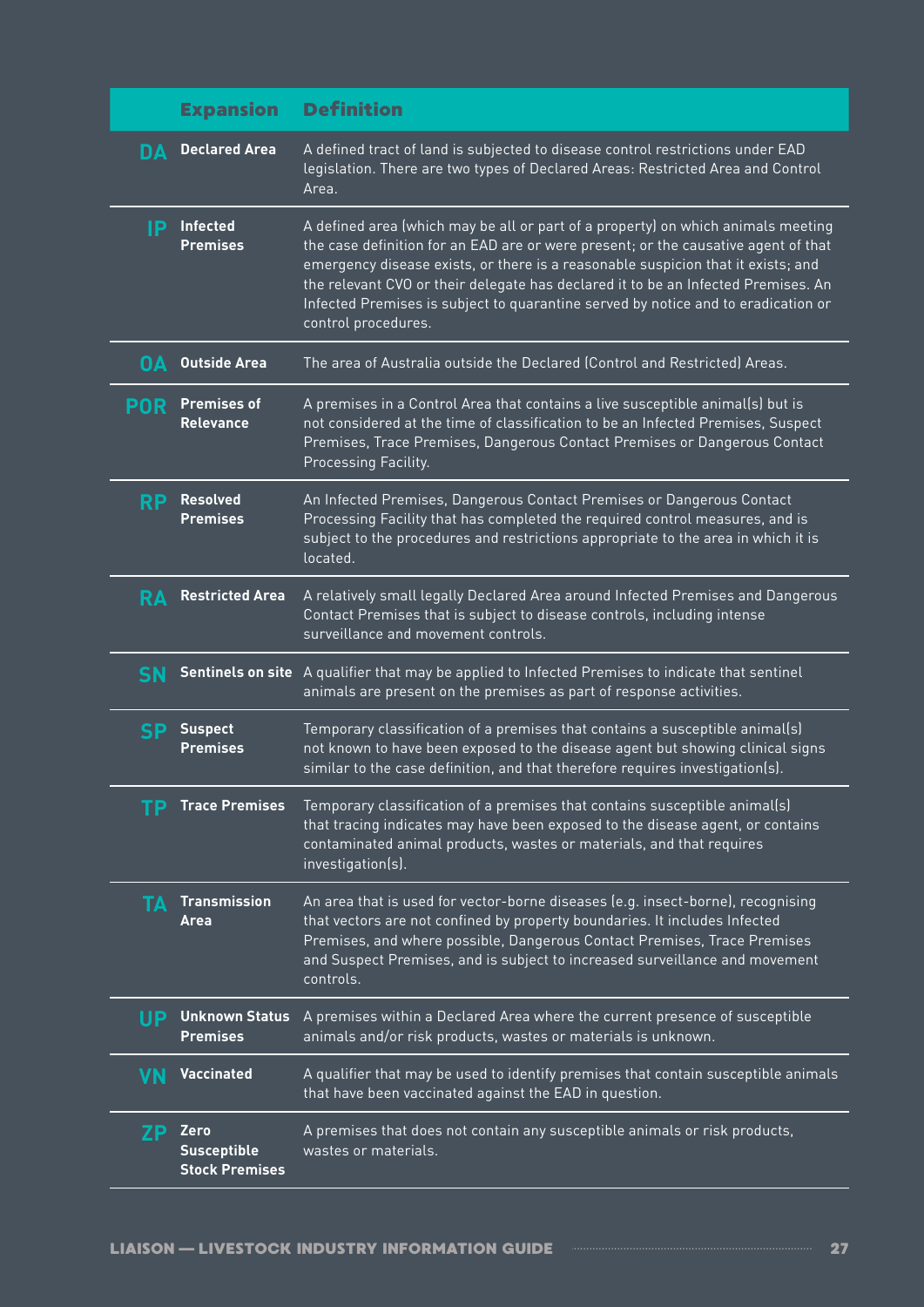| | Expansion | Definition |
|---|---|---|
| **DA** | **Declared Area** | A defined tract of land is subjected to disease control restrictions under EAD legislation. There are two types of Declared Areas: Restricted Area and Control Area. |
| **IP** | **Infected Premises** | A defined area (which may be all or part of a property) on which animals meeting the case definition for an EAD are or were present; or the causative agent of that emergency disease exists, or there is a reasonable suspicion that it exists; and the relevant CVO or their delegate has declared it to be an Infected Premises. An Infected Premises is subject to quarantine served by notice and to eradication or control procedures. |
| **OA** | **Outside Area** | The area of Australia outside the Declared (Control and Restricted) Areas. |
| **POR** | **Premises of Relevance** | A premises in a Control Area that contains a live susceptible animal(s) but is not considered at the time of classification to be an Infected Premises, Suspect Premises, Trace Premises, Dangerous Contact Premises or Dangerous Contact Processing Facility. |
| **RP** | **Resolved Premises** | An Infected Premises, Dangerous Contact Premises or Dangerous Contact Processing Facility that has completed the required control measures, and is subject to the procedures and restrictions appropriate to the area in which it is located. |
| **RA** | **Restricted Area** | A relatively small legally Declared Area around Infected Premises and Dangerous Contact Premises that is subject to disease controls, including intense surveillance and movement controls. |
| **SN** | **Sentinels on site** | A qualifier that may be applied to Infected Premises to indicate that sentinel animals are present on the premises as part of response activities. |
| **SP** | **Suspect Premises** | Temporary classification of a premises that contains a susceptible animal(s) not known to have been exposed to the disease agent but showing clinical signs similar to the case definition, and that therefore requires investigation(s). |
| **TP** | **Trace Premises** | Temporary classification of a premises that contains susceptible animal(s) that tracing indicates may have been exposed to the disease agent, or contains contaminated animal products, wastes or materials, and that requires investigation(s). |
| **TA** | **Transmission Area** | An area that is used for vector-borne diseases (e.g. insect-borne), recognising that vectors are not confined by property boundaries. It includes Infected Premises, and where possible, Dangerous Contact Premises, Trace Premises and Suspect Premises, and is subject to increased surveillance and movement controls. |
| **UP** | **Unknown Status Premises** | A premises within a Declared Area where the current presence of susceptible animals and/or risk products, wastes or materials is unknown. |
| **VN** | **Vaccinated** | A qualifier that may be used to identify premises that contain susceptible animals that have been vaccinated against the EAD in question. |
| **ZP** | **Zero Susceptible Stock Premises** | A premises that does not contain any susceptible animals or risk products, wastes or materials. |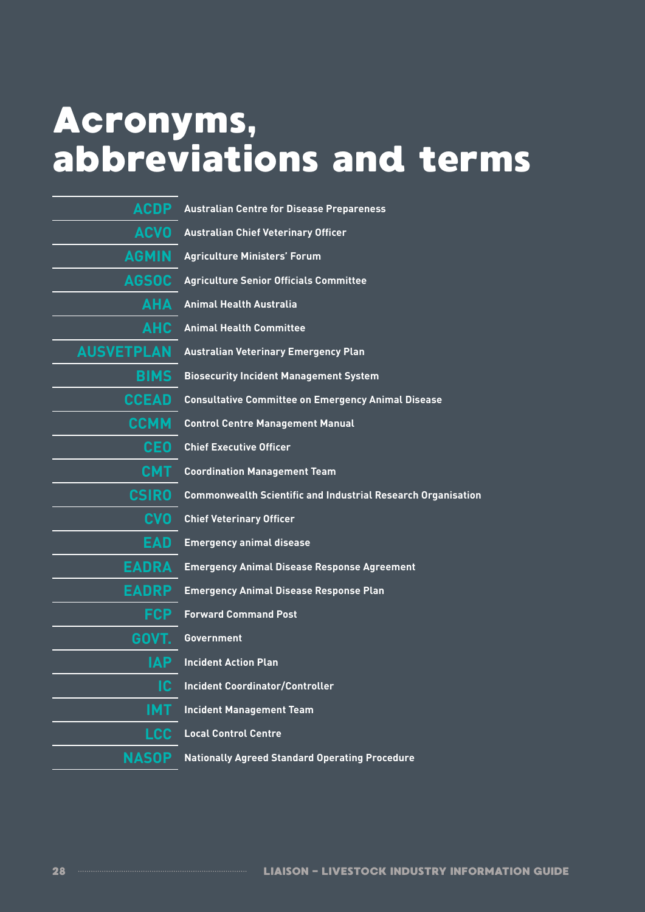# Acronyms, abbreviations and terms

| | |
|---|---|
| ACDP | Australian Centre for Disease Preparedness |
| ACVO | Australian Chief Veterinary Officer |
| AGMIN | Agriculture Ministers' Forum |
| AGSOC | Agriculture Senior Officials Committee |
| AHA | Animal Health Australia |
| AHC | Animal Health Committee |
| AUSVETPLAN | Australian Veterinary Emergency Plan |
| BIMS | Biosecurity Incident Management System |
| CCEAD | Consultative Committee on Emergency Animal Disease |
| CCMM | Control Centre Management Manual |
| CEO | Chief Executive Officer |
| CMT | Coordination Management Team |
| CSIRO | Commonwealth Scientific and Industrial Research Organisation |
| CVO | Chief Veterinary Officer |
| EAD | Emergency animal disease |
| EADRA | Emergency Animal Disease Response Agreement |
| EADRP | Emergency Animal Disease Response Plan |
| FCP | Forward Command Post |
| GOVT. | Government |
| IAP | Incident Action Plan |
| IC | Incident Coordinator/Controller |
| IMT | Incident Management Team |
| LCC | Local Control Centre |
| NASOP | Nationally Agreed Standard Operating Procedure |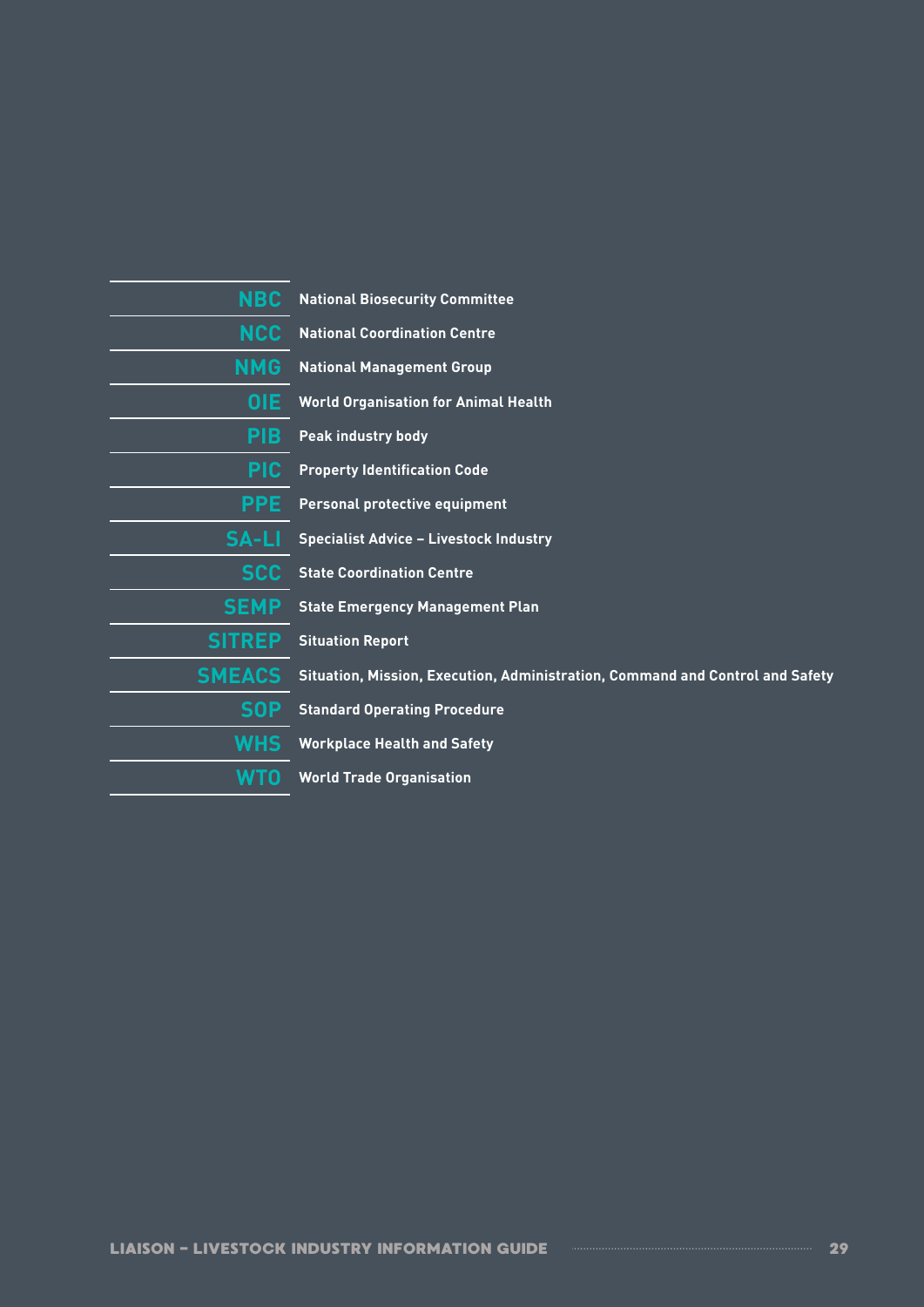| | |
|---|---|
| **NBC** | **National Biosecurity Committee** |
| **NCC** | **National Coordination Centre** |
| **NMG** | **National Management Group** |
| **OIE** | **World Organisation for Animal Health** |
| **PIB** | **Peak industry body** |
| **PIC** | **Property Identification Code** |
| **PPE** | **Personal protective equipment** |
| **SA-LI** | **Specialist Advice – Livestock Industry** |
| **SCC** | **State Coordination Centre** |
| **SEMP** | **State Emergency Management Plan** |
| **SITREP** | **Situation Report** |
| **SMEACS** | **Situation, Mission, Execution, Administration, Command and Control and Safety** |
| **SOP** | **Standard Operating Procedure** |
| **WHS** | **Workplace Health and Safety** |
| **WTO** | **World Trade Organisation** |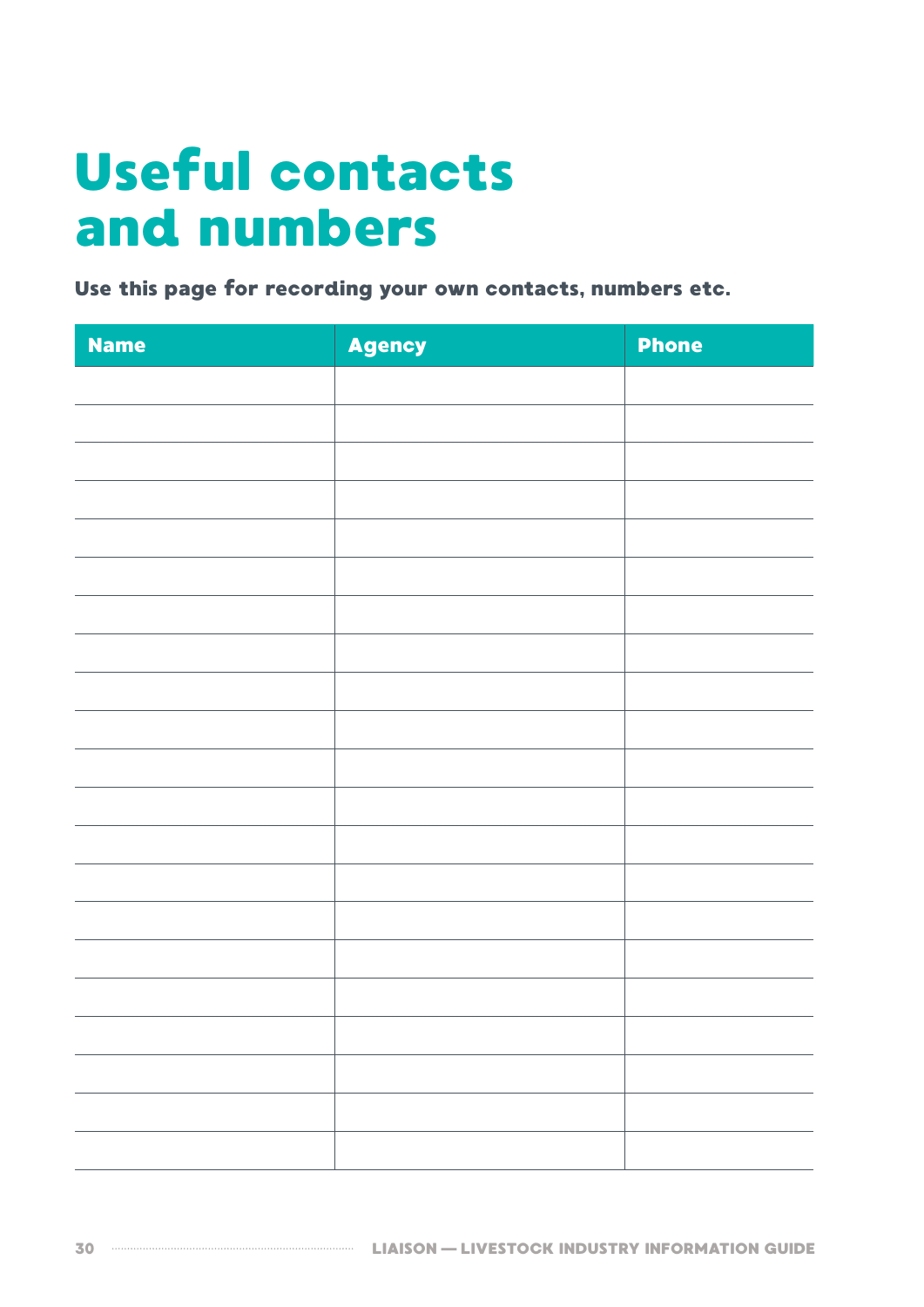# Useful contacts and numbers

**Use this page for recording your own contacts, numbers etc.**

| Name | Agency | Phone |
|---|---|---|
| | | |
| | | |
| | | |
| | | |
| | | |
| | | |
| | | |
| | | |
| | | |
| | | |
| | | |
| | | |
| | | |
| | | |
| | | |
| | | |
| | | |
| | | |
| | | |
| | | |
| | | |
| | | |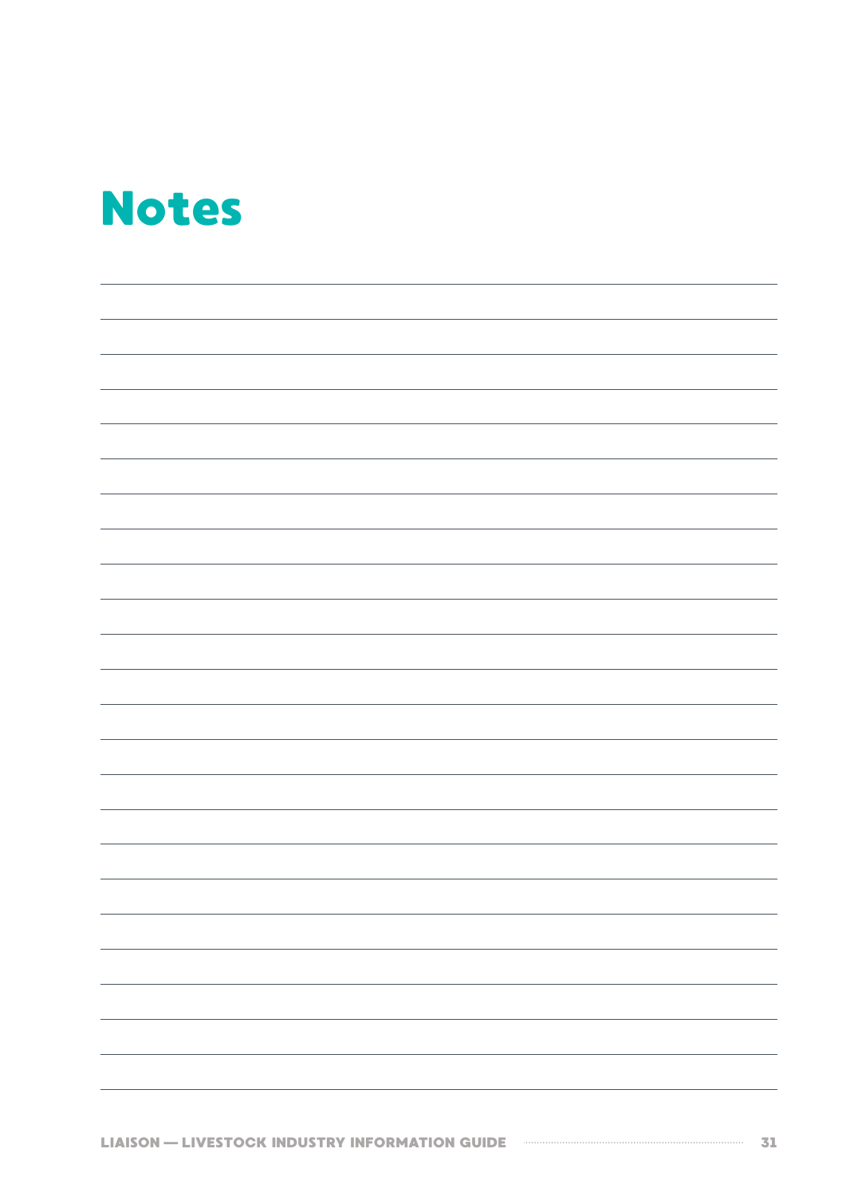# Notes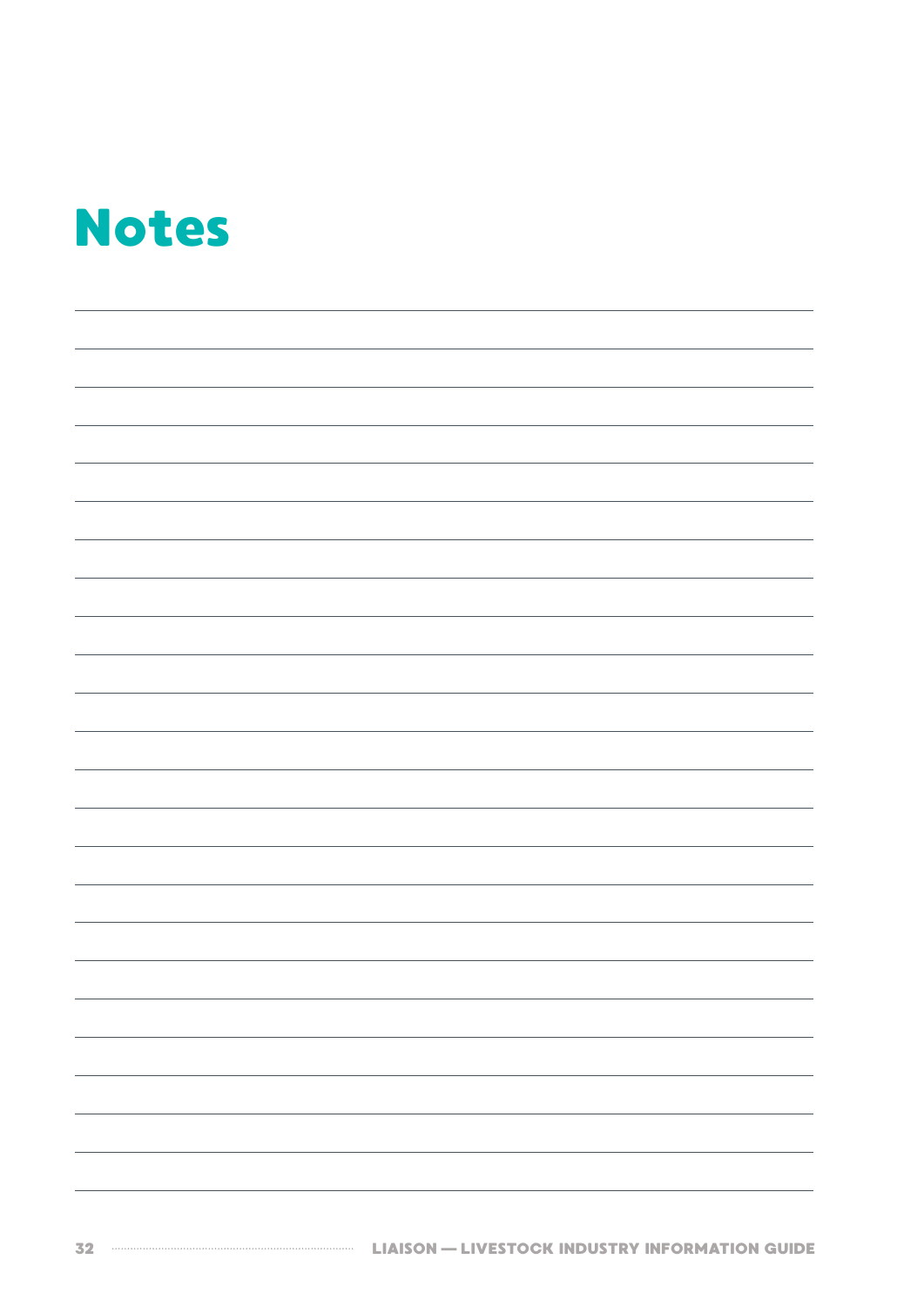# Notes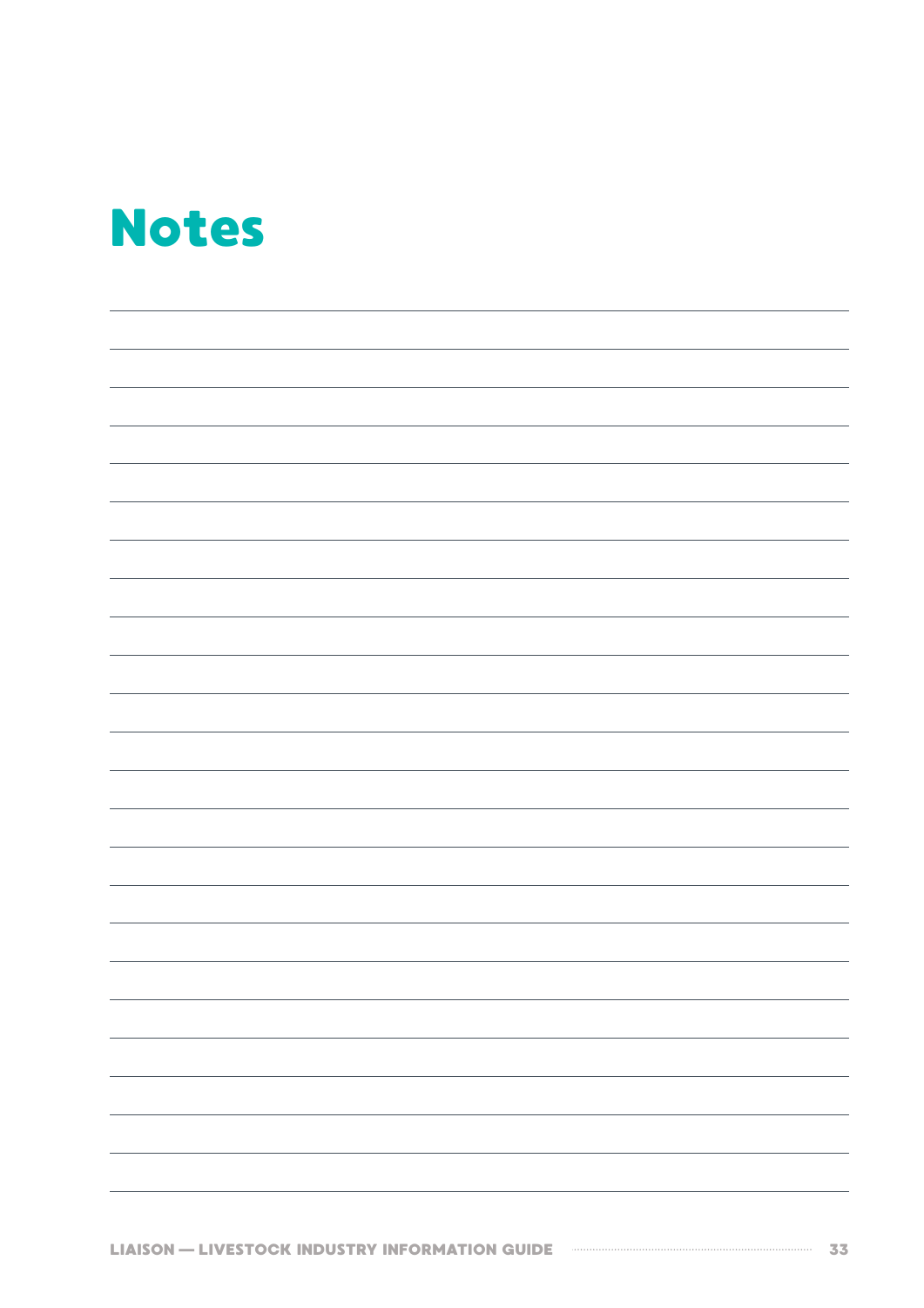# Notes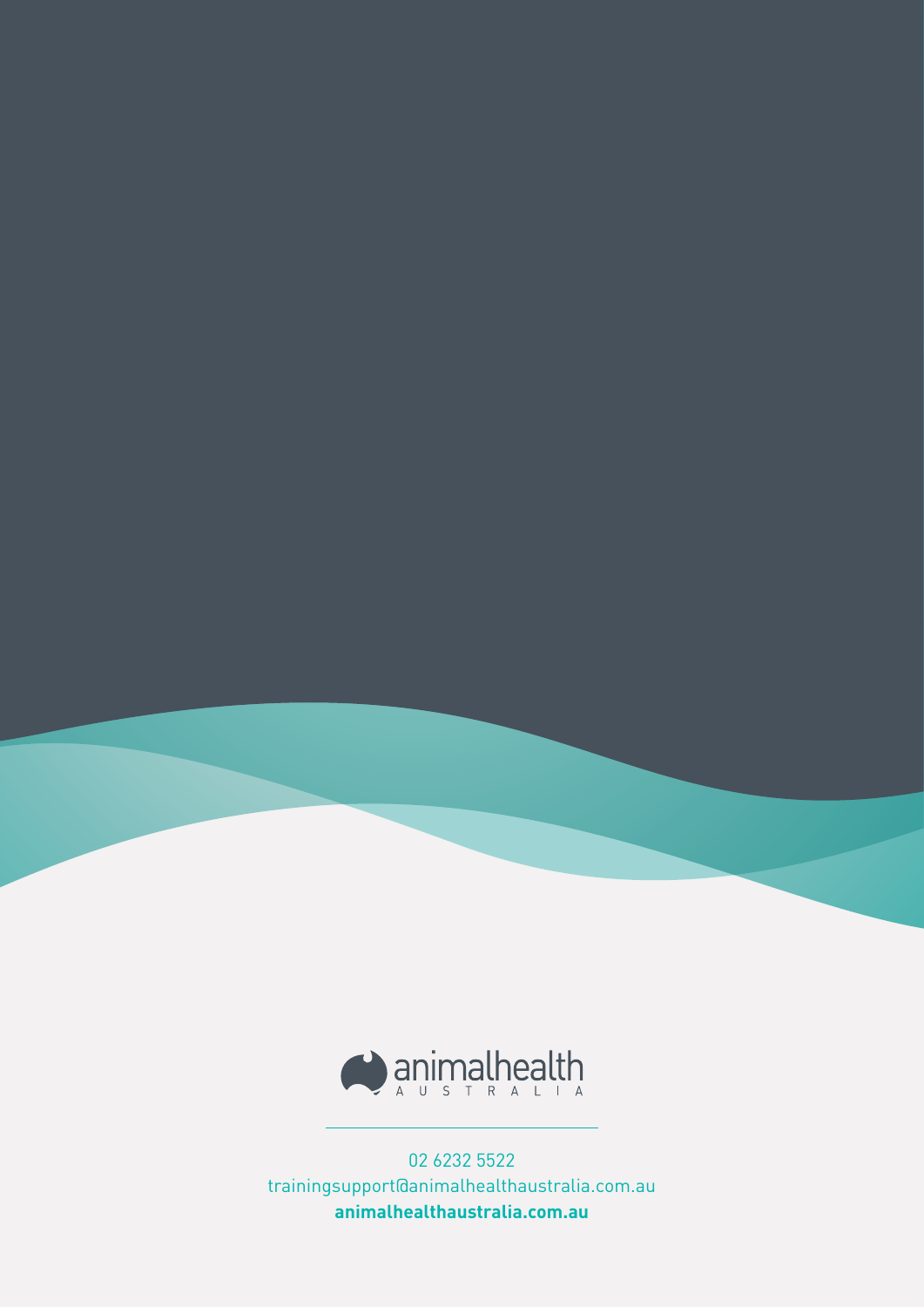animalhealth AUSTRALIA

02 6232 5522
trainingsupport@animalhealthaustralia.com.au
**animalhealthaustralia.com.au**